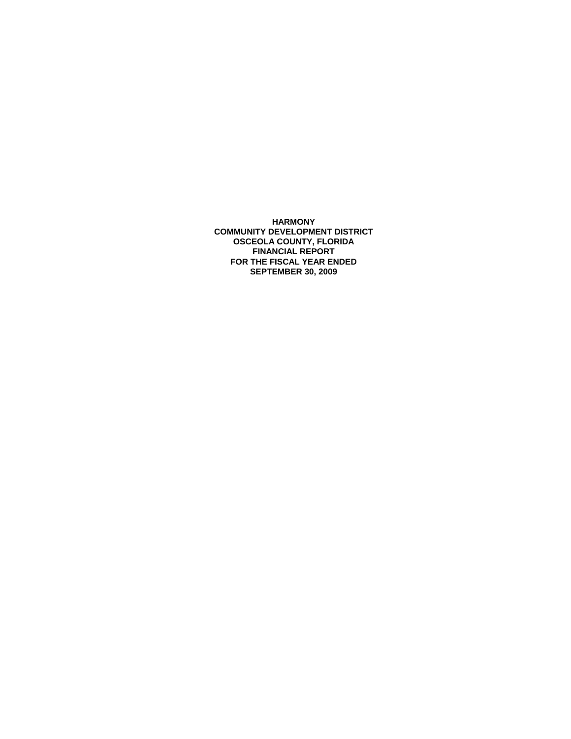**HARMONY**
**COMMUNITY DEVELOPMENT DISTRICT**
**OSCEOLA COUNTY, FLORIDA**
**FINANCIAL REPORT**
**FOR THE FISCAL YEAR ENDED**
**SEPTEMBER 30, 2009**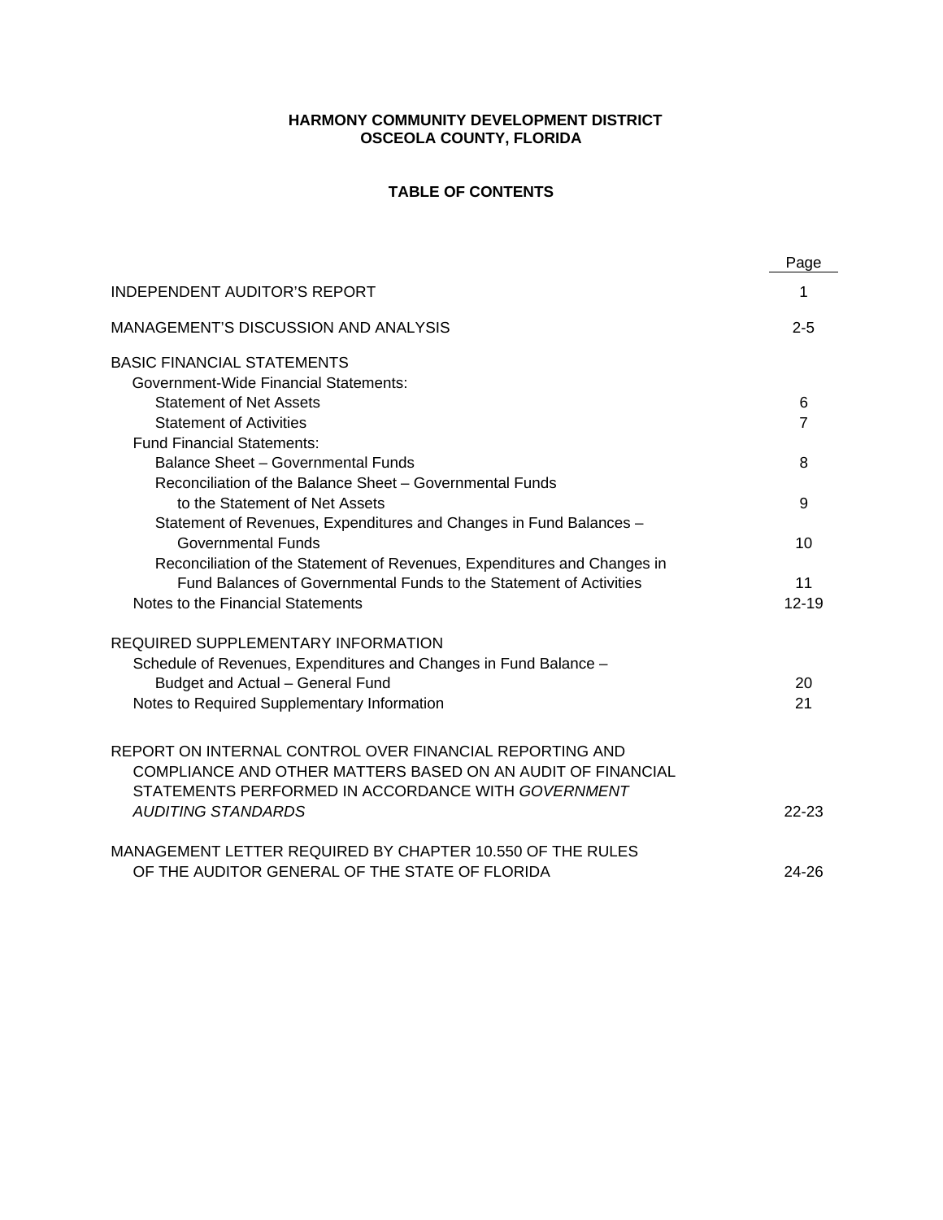**HARMONY COMMUNITY DEVELOPMENT DISTRICT**
**OSCEOLA COUNTY, FLORIDA**

**TABLE OF CONTENTS**

| | Page |
|---|---|
| INDEPENDENT AUDITOR'S REPORT | 1 |
| MANAGEMENT'S DISCUSSION AND ANALYSIS | 2-5 |
| BASIC FINANCIAL STATEMENTS | |
| Government-Wide Financial Statements: | |
| Statement of Net Assets | 6 |
| Statement of Activities | 7 |
| Fund Financial Statements: | |
| Balance Sheet – Governmental Funds | 8 |
| Reconciliation of the Balance Sheet – Governmental Funds to the Statement of Net Assets | 9 |
| Statement of Revenues, Expenditures and Changes in Fund Balances – Governmental Funds | 10 |
| Reconciliation of the Statement of Revenues, Expenditures and Changes in Fund Balances of Governmental Funds to the Statement of Activities | 11 |
| Notes to the Financial Statements | 12-19 |
| REQUIRED SUPPLEMENTARY INFORMATION | |
| Schedule of Revenues, Expenditures and Changes in Fund Balance – Budget and Actual – General Fund | 20 |
| Notes to Required Supplementary Information | 21 |
| REPORT ON INTERNAL CONTROL OVER FINANCIAL REPORTING AND COMPLIANCE AND OTHER MATTERS BASED ON AN AUDIT OF FINANCIAL STATEMENTS PERFORMED IN ACCORDANCE WITH *GOVERNMENT AUDITING STANDARDS* | 22-23 |
| MANAGEMENT LETTER REQUIRED BY CHAPTER 10.550 OF THE RULES OF THE AUDITOR GENERAL OF THE STATE OF FLORIDA | 24-26 |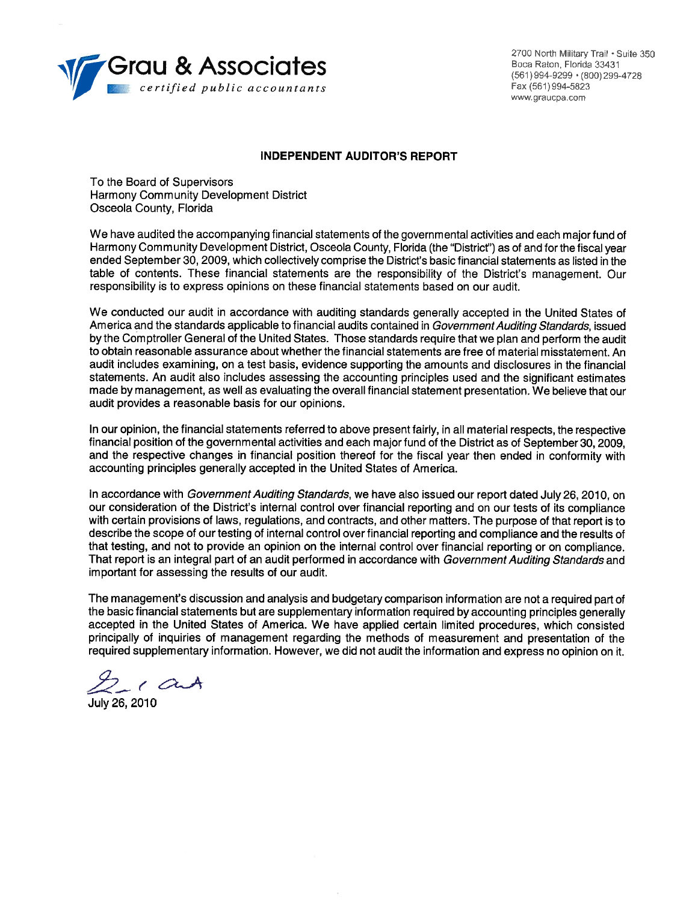**Grau & Associates**
*certified public accountants*

2700 North Military Trail • Suite 350
Boca Raton, Florida 33431
(561) 994-9299 • (800) 299-4728
Fax (561) 994-5823
www.graucpa.com

## INDEPENDENT AUDITOR'S REPORT

To the Board of Supervisors
Harmony Community Development District
Osceola County, Florida

We have audited the accompanying financial statements of the governmental activities and each major fund of Harmony Community Development District, Osceola County, Florida (the "District") as of and for the fiscal year ended September 30, 2009, which collectively comprise the District's basic financial statements as listed in the table of contents. These financial statements are the responsibility of the District's management. Our responsibility is to express opinions on these financial statements based on our audit.

We conducted our audit in accordance with auditing standards generally accepted in the United States of America and the standards applicable to financial audits contained in *Government Auditing Standards*, issued by the Comptroller General of the United States. Those standards require that we plan and perform the audit to obtain reasonable assurance about whether the financial statements are free of material misstatement. An audit includes examining, on a test basis, evidence supporting the amounts and disclosures in the financial statements. An audit also includes assessing the accounting principles used and the significant estimates made by management, as well as evaluating the overall financial statement presentation. We believe that our audit provides a reasonable basis for our opinions.

In our opinion, the financial statements referred to above present fairly, in all material respects, the respective financial position of the governmental activities and each major fund of the District as of September 30, 2009, and the respective changes in financial position thereof for the fiscal year then ended in conformity with accounting principles generally accepted in the United States of America.

In accordance with *Government Auditing Standards*, we have also issued our report dated July 26, 2010, on our consideration of the District's internal control over financial reporting and on our tests of its compliance with certain provisions of laws, regulations, and contracts, and other matters. The purpose of that report is to describe the scope of our testing of internal control over financial reporting and compliance and the results of that testing, and not to provide an opinion on the internal control over financial reporting or on compliance. That report is an integral part of an audit performed in accordance with *Government Auditing Standards* and important for assessing the results of our audit.

The management's discussion and analysis and budgetary comparison information are not a required part of the basic financial statements but are supplementary information required by accounting principles generally accepted in the United States of America. We have applied certain limited procedures, which consisted principally of inquiries of management regarding the methods of measurement and presentation of the required supplementary information. However, we did not audit the information and express no opinion on it.

July 26, 2010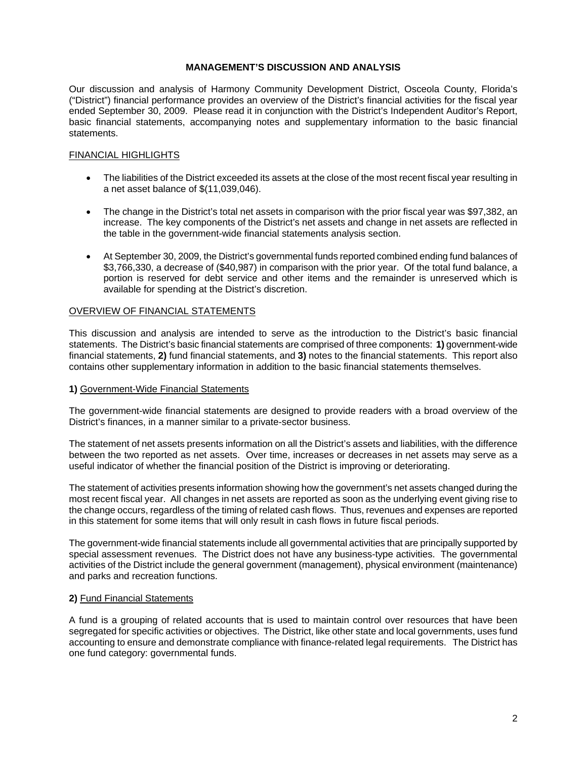# MANAGEMENT'S DISCUSSION AND ANALYSIS

Our discussion and analysis of Harmony Community Development District, Osceola County, Florida's ("District") financial performance provides an overview of the District's financial activities for the fiscal year ended September 30, 2009. Please read it in conjunction with the District's Independent Auditor's Report, basic financial statements, accompanying notes and supplementary information to the basic financial statements.

## FINANCIAL HIGHLIGHTS

- The liabilities of the District exceeded its assets at the close of the most recent fiscal year resulting in a net asset balance of $(11,039,046).
- The change in the District's total net assets in comparison with the prior fiscal year was $97,382, an increase. The key components of the District's net assets and change in net assets are reflected in the table in the government-wide financial statements analysis section.
- At September 30, 2009, the District's governmental funds reported combined ending fund balances of $3,766,330, a decrease of ($40,987) in comparison with the prior year. Of the total fund balance, a portion is reserved for debt service and other items and the remainder is unreserved which is available for spending at the District's discretion.

## OVERVIEW OF FINANCIAL STATEMENTS

This discussion and analysis are intended to serve as the introduction to the District's basic financial statements. The District's basic financial statements are comprised of three components: **1)** government-wide financial statements, **2)** fund financial statements, and **3)** notes to the financial statements. This report also contains other supplementary information in addition to the basic financial statements themselves.

### **1)** Government-Wide Financial Statements

The government-wide financial statements are designed to provide readers with a broad overview of the District's finances, in a manner similar to a private-sector business.

The statement of net assets presents information on all the District's assets and liabilities, with the difference between the two reported as net assets. Over time, increases or decreases in net assets may serve as a useful indicator of whether the financial position of the District is improving or deteriorating.

The statement of activities presents information showing how the government's net assets changed during the most recent fiscal year. All changes in net assets are reported as soon as the underlying event giving rise to the change occurs, regardless of the timing of related cash flows. Thus, revenues and expenses are reported in this statement for some items that will only result in cash flows in future fiscal periods.

The government-wide financial statements include all governmental activities that are principally supported by special assessment revenues. The District does not have any business-type activities. The governmental activities of the District include the general government (management), physical environment (maintenance) and parks and recreation functions.

### **2)** Fund Financial Statements

A fund is a grouping of related accounts that is used to maintain control over resources that have been segregated for specific activities or objectives. The District, like other state and local governments, uses fund accounting to ensure and demonstrate compliance with finance-related legal requirements. The District has one fund category: governmental funds.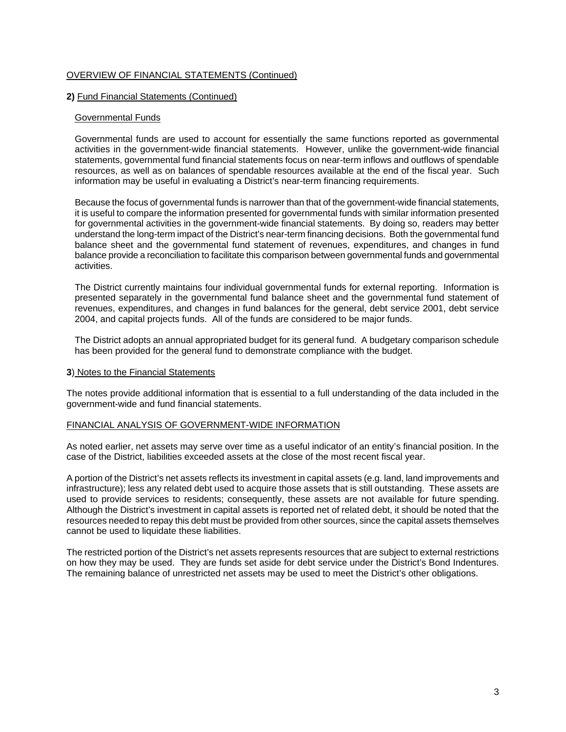## OVERVIEW OF FINANCIAL STATEMENTS (Continued)

### **2)** Fund Financial Statements (Continued)

#### Governmental Funds

Governmental funds are used to account for essentially the same functions reported as governmental activities in the government-wide financial statements. However, unlike the government-wide financial statements, governmental fund financial statements focus on near-term inflows and outflows of spendable resources, as well as on balances of spendable resources available at the end of the fiscal year. Such information may be useful in evaluating a District's near-term financing requirements.

Because the focus of governmental funds is narrower than that of the government-wide financial statements, it is useful to compare the information presented for governmental funds with similar information presented for governmental activities in the government-wide financial statements. By doing so, readers may better understand the long-term impact of the District's near-term financing decisions. Both the governmental fund balance sheet and the governmental fund statement of revenues, expenditures, and changes in fund balance provide a reconciliation to facilitate this comparison between governmental funds and governmental activities.

The District currently maintains four individual governmental funds for external reporting. Information is presented separately in the governmental fund balance sheet and the governmental fund statement of revenues, expenditures, and changes in fund balances for the general, debt service 2001, debt service 2004, and capital projects funds. All of the funds are considered to be major funds.

The District adopts an annual appropriated budget for its general fund. A budgetary comparison schedule has been provided for the general fund to demonstrate compliance with the budget.

### **3**) Notes to the Financial Statements

The notes provide additional information that is essential to a full understanding of the data included in the government-wide and fund financial statements.

## FINANCIAL ANALYSIS OF GOVERNMENT-WIDE INFORMATION

As noted earlier, net assets may serve over time as a useful indicator of an entity's financial position. In the case of the District, liabilities exceeded assets at the close of the most recent fiscal year.

A portion of the District's net assets reflects its investment in capital assets (e.g. land, land improvements and infrastructure); less any related debt used to acquire those assets that is still outstanding. These assets are used to provide services to residents; consequently, these assets are not available for future spending. Although the District's investment in capital assets is reported net of related debt, it should be noted that the resources needed to repay this debt must be provided from other sources, since the capital assets themselves cannot be used to liquidate these liabilities.

The restricted portion of the District's net assets represents resources that are subject to external restrictions on how they may be used. They are funds set aside for debt service under the District's Bond Indentures. The remaining balance of unrestricted net assets may be used to meet the District's other obligations.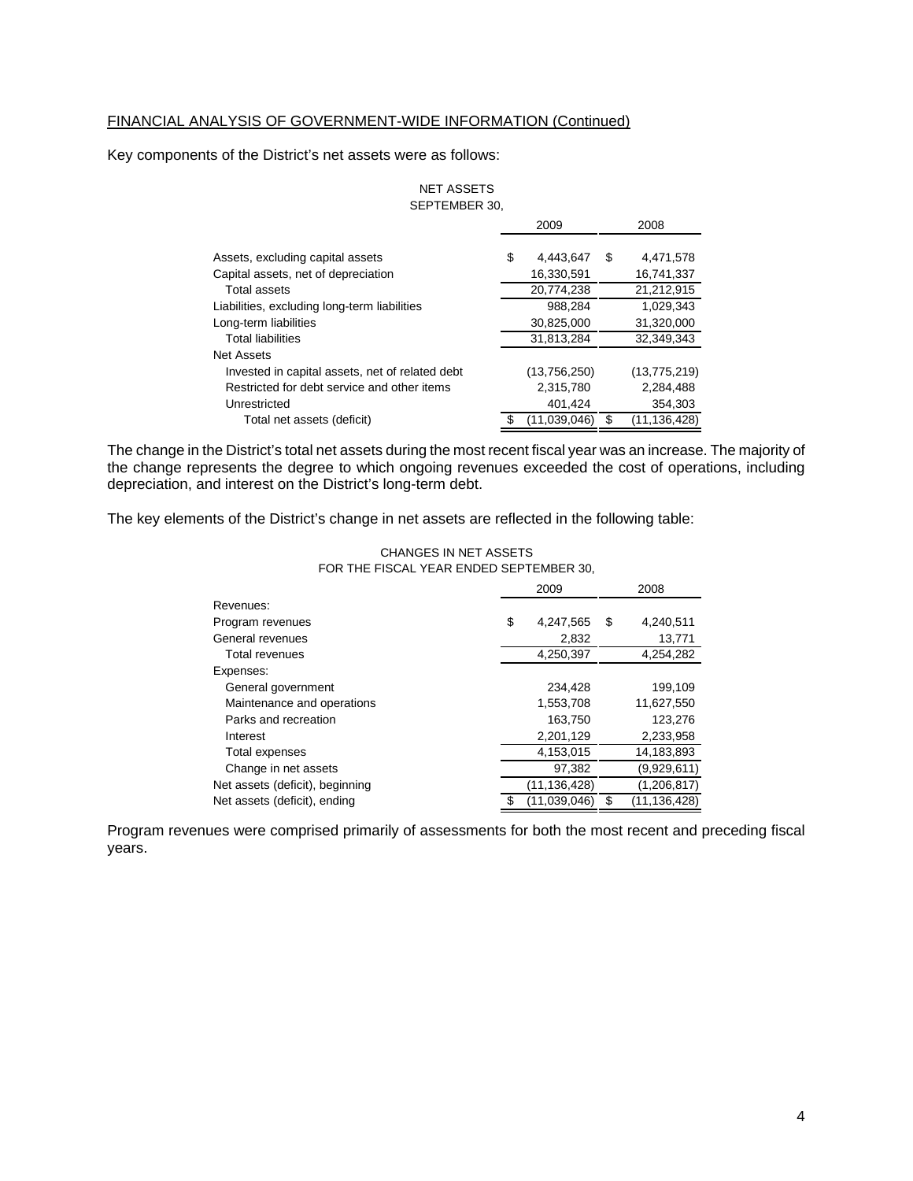## FINANCIAL ANALYSIS OF GOVERNMENT-WIDE INFORMATION (Continued)

Key components of the District's net assets were as follows:

NET ASSETS
SEPTEMBER 30,

| | 2009 | 2008 |
|---|---|---|
| Assets, excluding capital assets | $ 4,443,647 | $ 4,471,578 |
| Capital assets, net of depreciation | 16,330,591 | 16,741,337 |
| Total assets | 20,774,238 | 21,212,915 |
| Liabilities, excluding long-term liabilities | 988,284 | 1,029,343 |
| Long-term liabilities | 30,825,000 | 31,320,000 |
| Total liabilities | 31,813,284 | 32,349,343 |
| Net Assets | | |
| Invested in capital assets, net of related debt | (13,756,250) | (13,775,219) |
| Restricted for debt service and other items | 2,315,780 | 2,284,488 |
| Unrestricted | 401,424 | 354,303 |
| Total net assets (deficit) | $ (11,039,046) | $ (11,136,428) |

The change in the District's total net assets during the most recent fiscal year was an increase. The majority of the change represents the degree to which ongoing revenues exceeded the cost of operations, including depreciation, and interest on the District's long-term debt.

The key elements of the District's change in net assets are reflected in the following table:

CHANGES IN NET ASSETS
FOR THE FISCAL YEAR ENDED SEPTEMBER 30,

| | 2009 | 2008 |
|---|---|---|
| Revenues: | | |
| Program revenues | $ 4,247,565 | $ 4,240,511 |
| General revenues | 2,832 | 13,771 |
| Total revenues | 4,250,397 | 4,254,282 |
| Expenses: | | |
| General government | 234,428 | 199,109 |
| Maintenance and operations | 1,553,708 | 11,627,550 |
| Parks and recreation | 163,750 | 123,276 |
| Interest | 2,201,129 | 2,233,958 |
| Total expenses | 4,153,015 | 14,183,893 |
| Change in net assets | 97,382 | (9,929,611) |
| Net assets (deficit), beginning | (11,136,428) | (1,206,817) |
| Net assets (deficit), ending | $ (11,039,046) | $ (11,136,428) |

Program revenues were comprised primarily of assessments for both the most recent and preceding fiscal years.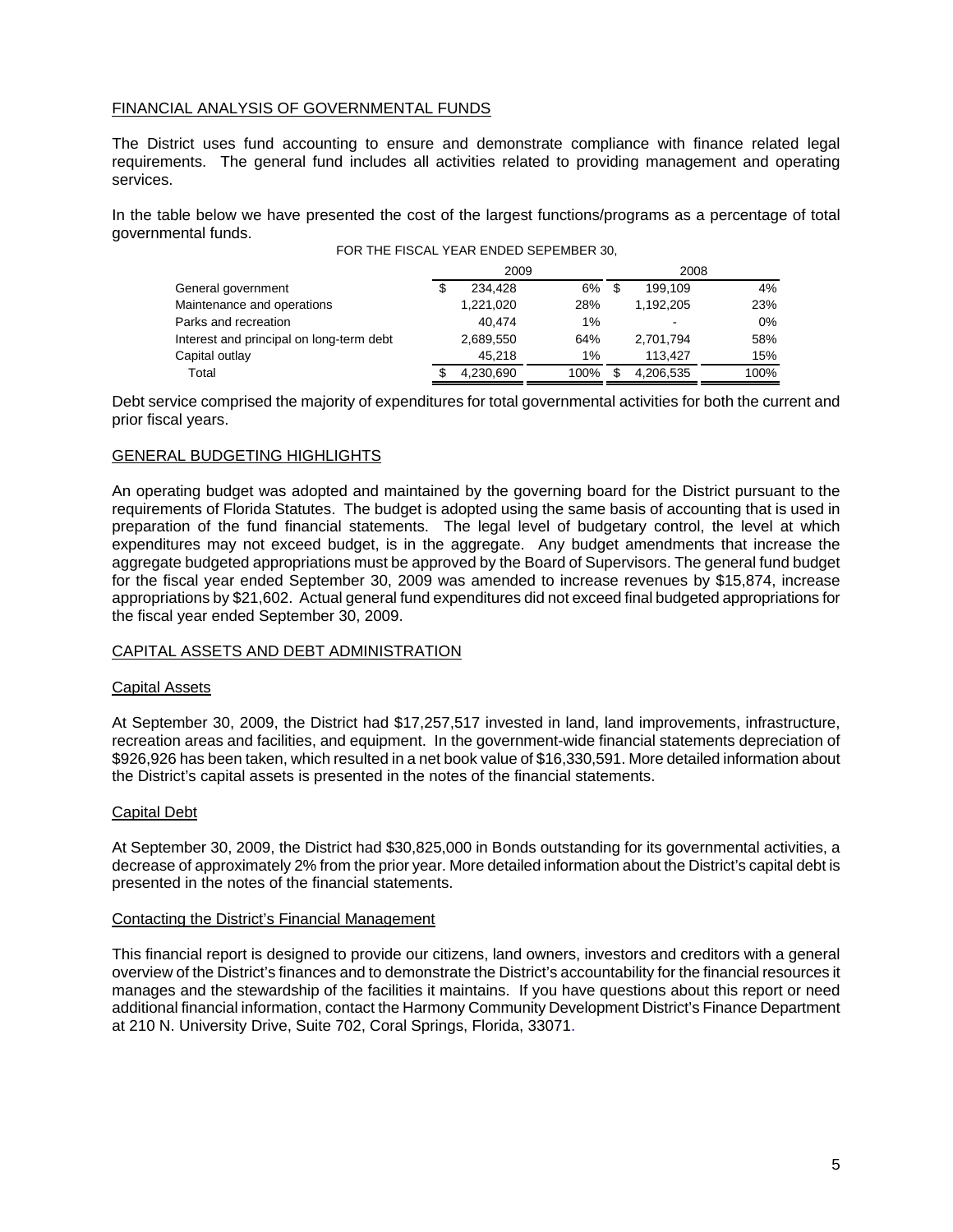## FINANCIAL ANALYSIS OF GOVERNMENTAL FUNDS

The District uses fund accounting to ensure and demonstrate compliance with finance related legal requirements. The general fund includes all activities related to providing management and operating services.

In the table below we have presented the cost of the largest functions/programs as a percentage of total governmental funds.

FOR THE FISCAL YEAR ENDED SEPEMBER 30,

| | 2009 | | 2008 | |
|---|---|---|---|---|
| General government | $ 234,428 | 6% | $ 199,109 | 4% |
| Maintenance and operations | 1,221,020 | 28% | 1,192,205 | 23% |
| Parks and recreation | 40,474 | 1% | - | 0% |
| Interest and principal on long-term debt | 2,689,550 | 64% | 2,701,794 | 58% |
| Capital outlay | 45,218 | 1% | 113,427 | 15% |
| Total | $ 4,230,690 | 100% | $ 4,206,535 | 100% |

Debt service comprised the majority of expenditures for total governmental activities for both the current and prior fiscal years.

## GENERAL BUDGETING HIGHLIGHTS

An operating budget was adopted and maintained by the governing board for the District pursuant to the requirements of Florida Statutes. The budget is adopted using the same basis of accounting that is used in preparation of the fund financial statements. The legal level of budgetary control, the level at which expenditures may not exceed budget, is in the aggregate. Any budget amendments that increase the aggregate budgeted appropriations must be approved by the Board of Supervisors. The general fund budget for the fiscal year ended September 30, 2009 was amended to increase revenues by $15,874, increase appropriations by $21,602. Actual general fund expenditures did not exceed final budgeted appropriations for the fiscal year ended September 30, 2009.

## CAPITAL ASSETS AND DEBT ADMINISTRATION

### Capital Assets

At September 30, 2009, the District had $17,257,517 invested in land, land improvements, infrastructure, recreation areas and facilities, and equipment. In the government-wide financial statements depreciation of $926,926 has been taken, which resulted in a net book value of $16,330,591. More detailed information about the District's capital assets is presented in the notes of the financial statements.

### Capital Debt

At September 30, 2009, the District had $30,825,000 in Bonds outstanding for its governmental activities, a decrease of approximately 2% from the prior year. More detailed information about the District's capital debt is presented in the notes of the financial statements.

### Contacting the District's Financial Management

This financial report is designed to provide our citizens, land owners, investors and creditors with a general overview of the District's finances and to demonstrate the District's accountability for the financial resources it manages and the stewardship of the facilities it maintains. If you have questions about this report or need additional financial information, contact the Harmony Community Development District's Finance Department at 210 N. University Drive, Suite 702, Coral Springs, Florida, 33071.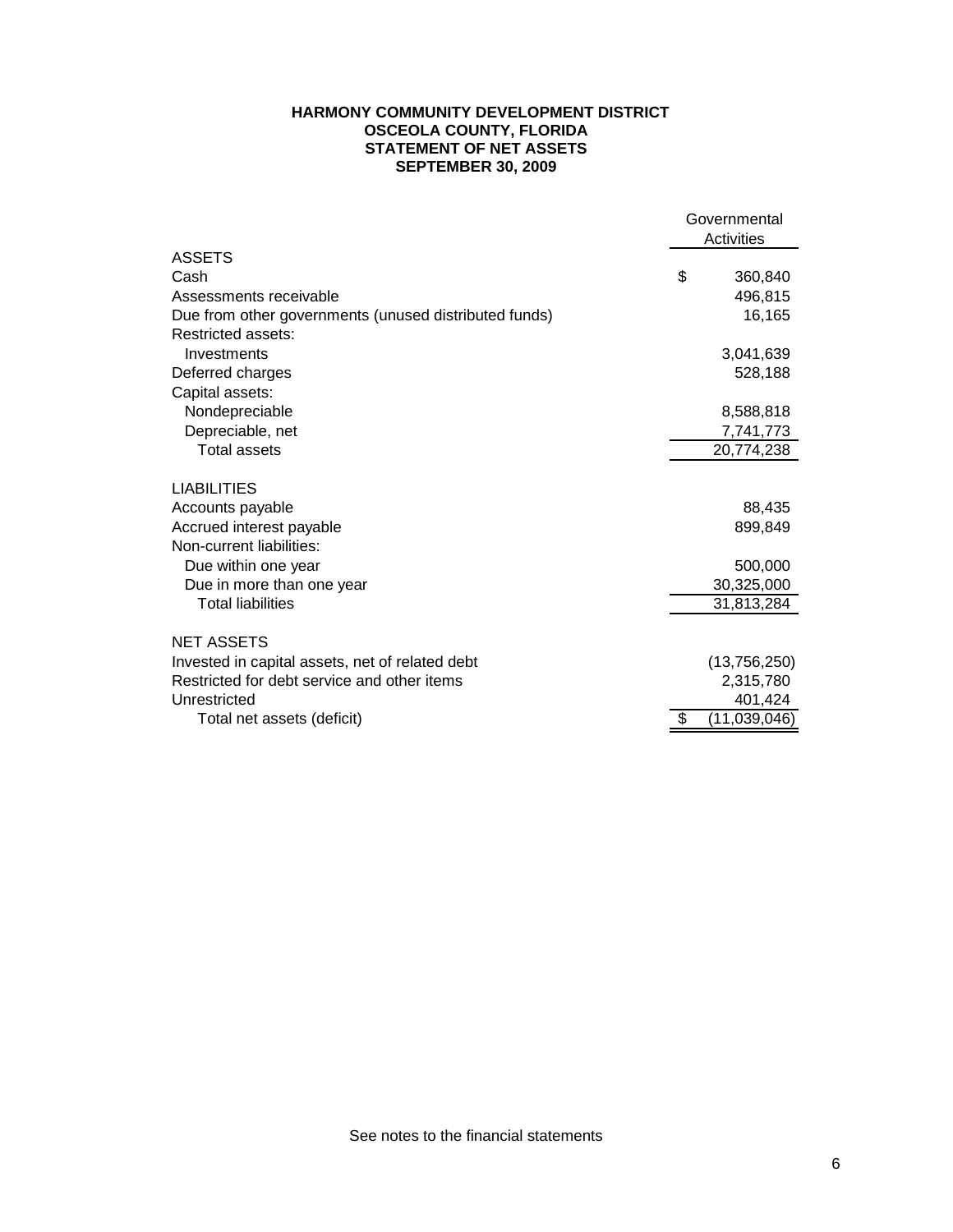**HARMONY COMMUNITY DEVELOPMENT DISTRICT**
**OSCEOLA COUNTY, FLORIDA**
**STATEMENT OF NET ASSETS**
**SEPTEMBER 30, 2009**

| | Governmental Activities |
|---|---|
| ASSETS | |
| Cash | $ 360,840 |
| Assessments receivable | 496,815 |
| Due from other governments (unused distributed funds) | 16,165 |
| Restricted assets: | |
| Investments | 3,041,639 |
| Deferred charges | 528,188 |
| Capital assets: | |
| Nondepreciable | 8,588,818 |
| Depreciable, net | 7,741,773 |
| Total assets | 20,774,238 |
| | |
| LIABILITIES | |
| Accounts payable | 88,435 |
| Accrued interest payable | 899,849 |
| Non-current liabilities: | |
| Due within one year | 500,000 |
| Due in more than one year | 30,325,000 |
| Total liabilities | 31,813,284 |
| | |
| NET ASSETS | |
| Invested in capital assets, net of related debt | (13,756,250) |
| Restricted for debt service and other items | 2,315,780 |
| Unrestricted | 401,424 |
| Total net assets (deficit) | $ (11,039,046) |

See notes to the financial statements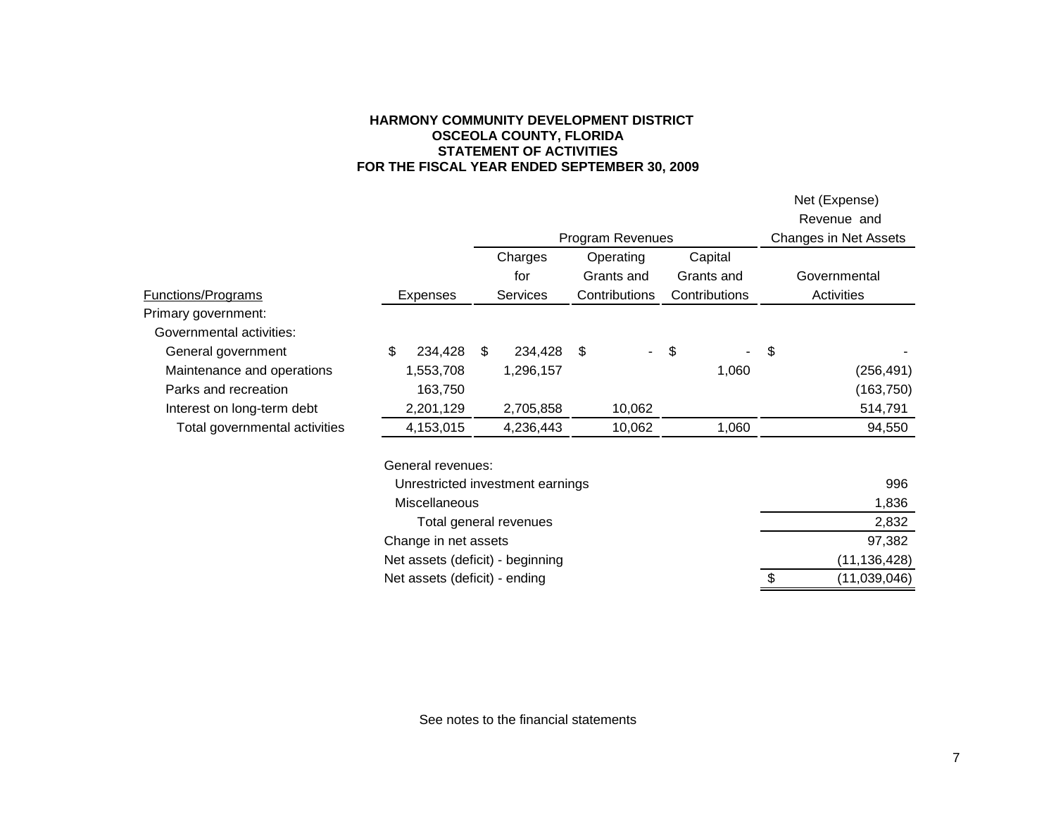**HARMONY COMMUNITY DEVELOPMENT DISTRICT**
**OSCEOLA COUNTY, FLORIDA**
**STATEMENT OF ACTIVITIES**
**FOR THE FISCAL YEAR ENDED SEPTEMBER 30, 2009**

| Functions/Programs | Expenses | Program Revenues: Charges for Services | Program Revenues: Operating Grants and Contributions | Program Revenues: Capital Grants and Contributions | Net (Expense) Revenue and Changes in Net Assets: Governmental Activities |
|---|---|---|---|---|---|
| Primary government: | | | | | |
| Governmental activities: | | | | | |
| General government | $ 234,428 | $ 234,428 | $ - | $ - | $ - |
| Maintenance and operations | 1,553,708 | 1,296,157 | | 1,060 | (256,491) |
| Parks and recreation | 163,750 | | | | (163,750) |
| Interest on long-term debt | 2,201,129 | 2,705,858 | 10,062 | | 514,791 |
| Total governmental activities | 4,153,015 | 4,236,443 | 10,062 | 1,060 | 94,550 |
| | | | | | |
| | General revenues: | | | | |
| | Unrestricted investment earnings | | | | 996 |
| | Miscellaneous | | | | 1,836 |
| | Total general revenues | | | | 2,832 |
| | Change in net assets | | | | 97,382 |
| | Net assets (deficit) - beginning | | | | (11,136,428) |
| | Net assets (deficit) - ending | | | | $ (11,039,046) |

See notes to the financial statements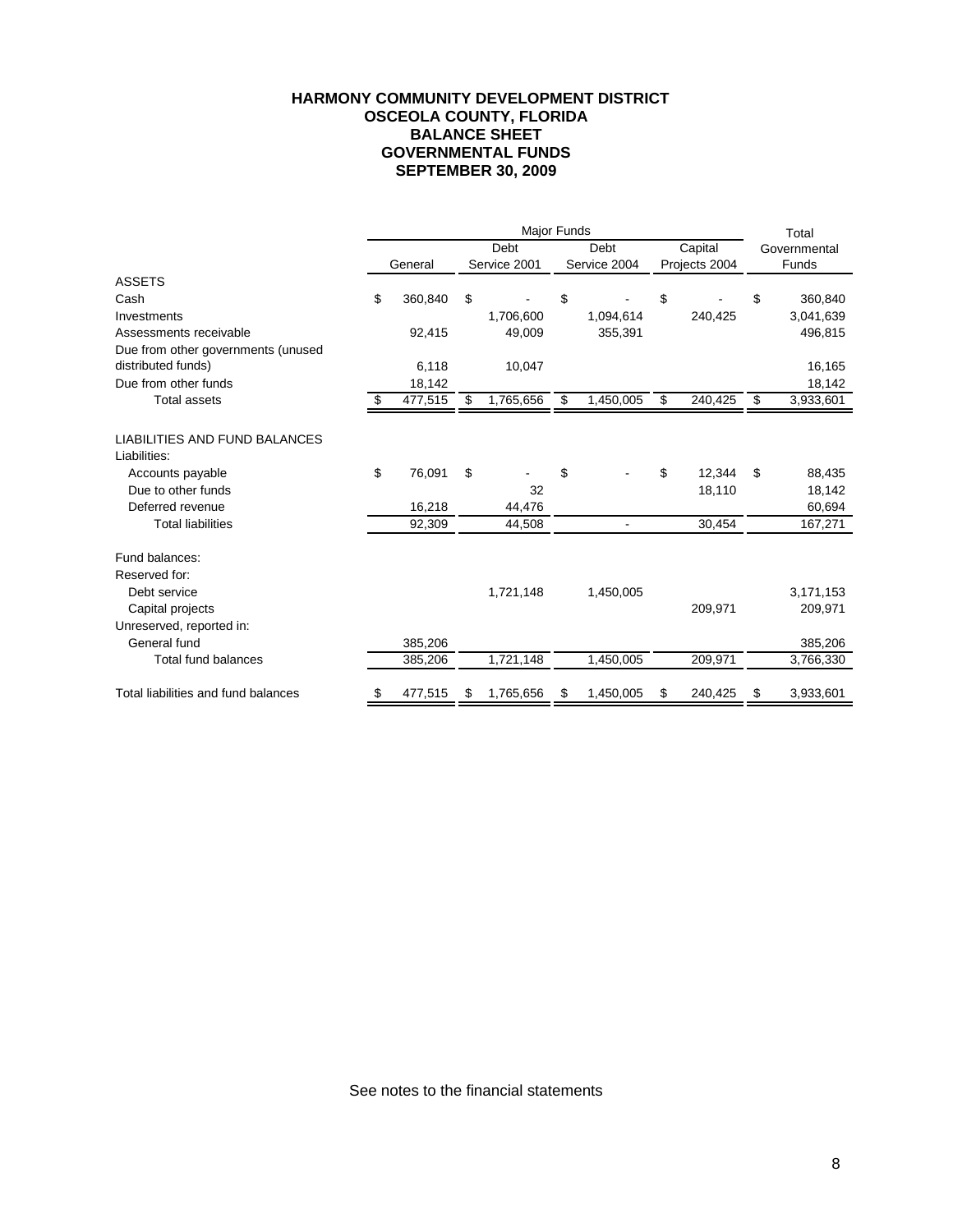# HARMONY COMMUNITY DEVELOPMENT DISTRICT
## OSCEOLA COUNTY, FLORIDA
## BALANCE SHEET
## GOVERNMENTAL FUNDS
## SEPTEMBER 30, 2009

| | Major Funds | | | | Total |
|---|---|---|---|---|---|
| | General | Debt Service 2001 | Debt Service 2004 | Capital Projects 2004 | Governmental Funds |
| **ASSETS** | | | | | |
| Cash | $ 360,840 | $ - | $ - | $ - | $ 360,840 |
| Investments | | 1,706,600 | 1,094,614 | 240,425 | 3,041,639 |
| Assessments receivable | 92,415 | 49,009 | 355,391 | | 496,815 |
| Due from other governments (unused distributed funds) | 6,118 | 10,047 | | | 16,165 |
| Due from other funds | 18,142 | | | | 18,142 |
| Total assets | $ 477,515 | $ 1,765,656 | $ 1,450,005 | $ 240,425 | $ 3,933,601 |
| | | | | | |
| **LIABILITIES AND FUND BALANCES** | | | | | |
| Liabilities: | | | | | |
| Accounts payable | $ 76,091 | $ - | $ - | $ 12,344 | $ 88,435 |
| Due to other funds | | 32 | | 18,110 | 18,142 |
| Deferred revenue | 16,218 | 44,476 | | | 60,694 |
| Total liabilities | 92,309 | 44,508 | - | 30,454 | 167,271 |
| | | | | | |
| Fund balances: | | | | | |
| Reserved for: | | | | | |
| Debt service | | 1,721,148 | 1,450,005 | | 3,171,153 |
| Capital projects | | | | 209,971 | 209,971 |
| Unreserved, reported in: | | | | | |
| General fund | 385,206 | | | | 385,206 |
| Total fund balances | 385,206 | 1,721,148 | 1,450,005 | 209,971 | 3,766,330 |
| | | | | | |
| Total liabilities and fund balances | $ 477,515 | $ 1,765,656 | $ 1,450,005 | $ 240,425 | $ 3,933,601 |

See notes to the financial statements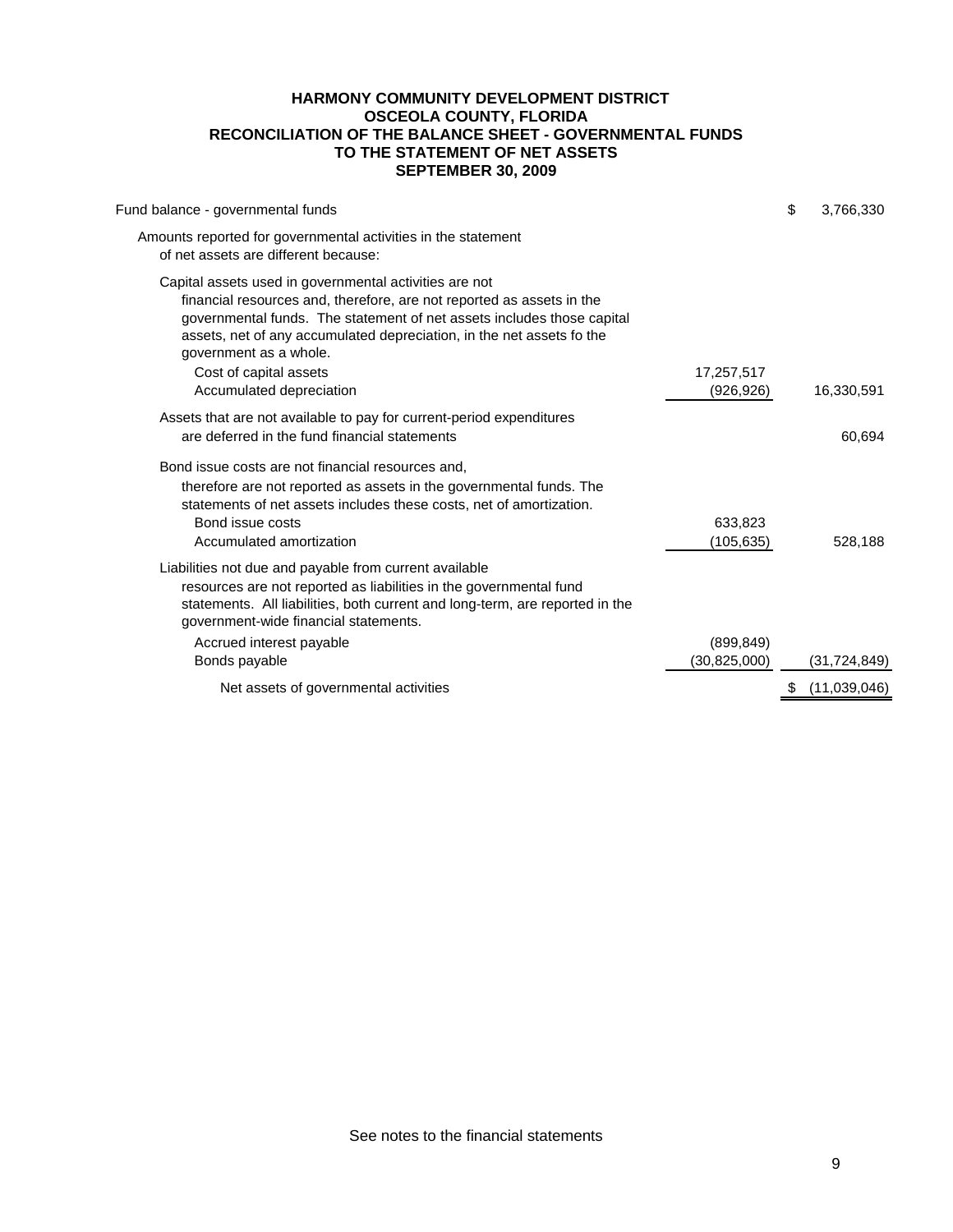# HARMONY COMMUNITY DEVELOPMENT DISTRICT
## OSCEOLA COUNTY, FLORIDA
## RECONCILIATION OF THE BALANCE SHEET - GOVERNMENTAL FUNDS TO THE STATEMENT OF NET ASSETS
## SEPTEMBER 30, 2009

| | | |
|---|---|---|
| Fund balance - governmental funds | | $ 3,766,330 |
| Amounts reported for governmental activities in the statement of net assets are different because: | | |
| Capital assets used in governmental activities are not financial resources and, therefore, are not reported as assets in the governmental funds. The statement of net assets includes those capital assets, net of any accumulated depreciation, in the net assets fo the government as a whole. | | |
| Cost of capital assets | 17,257,517 | |
| Accumulated depreciation | (926,926) | 16,330,591 |
| Assets that are not available to pay for current-period expenditures are deferred in the fund financial statements | | 60,694 |
| Bond issue costs are not financial resources and, therefore are not reported as assets in the governmental funds. The statements of net assets includes these costs, net of amortization. | | |
| Bond issue costs | 633,823 | |
| Accumulated amortization | (105,635) | 528,188 |
| Liabilities not due and payable from current available resources are not reported as liabilities in the governmental fund statements. All liabilities, both current and long-term, are reported in the government-wide financial statements. | | |
| Accrued interest payable | (899,849) | |
| Bonds payable | (30,825,000) | (31,724,849) |
| Net assets of governmental activities | | $ (11,039,046) |

See notes to the financial statements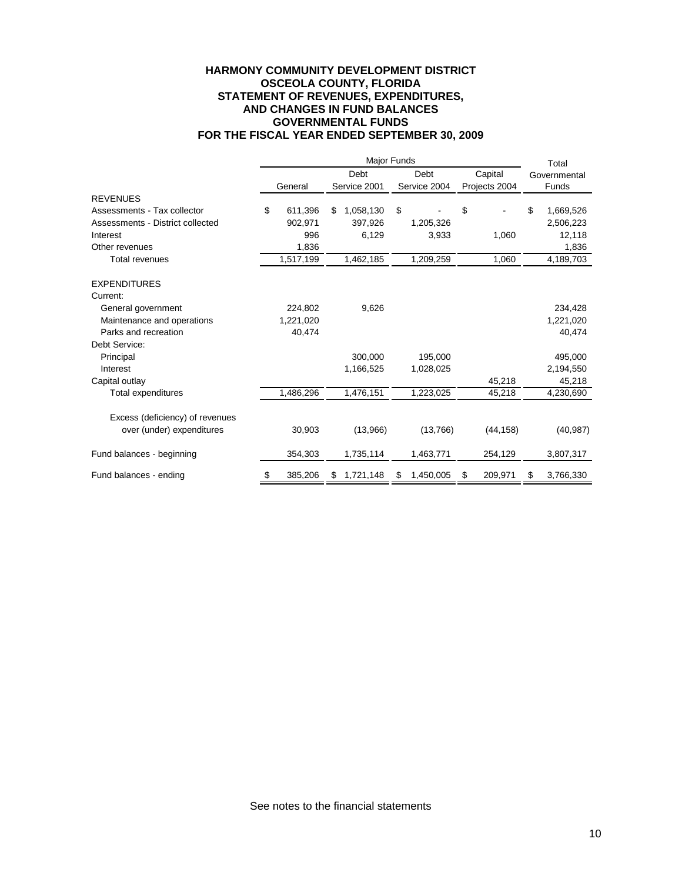# HARMONY COMMUNITY DEVELOPMENT DISTRICT
## OSCEOLA COUNTY, FLORIDA
## STATEMENT OF REVENUES, EXPENDITURES, AND CHANGES IN FUND BALANCES
## GOVERNMENTAL FUNDS
## FOR THE FISCAL YEAR ENDED SEPTEMBER 30, 2009

| | Major Funds | | | | Total |
|---|---|---|---|---|---|
| | General | Debt Service 2001 | Debt Service 2004 | Capital Projects 2004 | Governmental Funds |
| **REVENUES** | | | | | |
| Assessments - Tax collector | $ 611,396 | $ 1,058,130 | $ - | $ - | $ 1,669,526 |
| Assessments - District collected | 902,971 | 397,926 | 1,205,326 | | 2,506,223 |
| Interest | 996 | 6,129 | 3,933 | 1,060 | 12,118 |
| Other revenues | 1,836 | | | | 1,836 |
| Total revenues | 1,517,199 | 1,462,185 | 1,209,259 | 1,060 | 4,189,703 |
| | | | | | |
| **EXPENDITURES** | | | | | |
| Current: | | | | | |
| General government | 224,802 | 9,626 | | | 234,428 |
| Maintenance and operations | 1,221,020 | | | | 1,221,020 |
| Parks and recreation | 40,474 | | | | 40,474 |
| Debt Service: | | | | | |
| Principal | | 300,000 | 195,000 | | 495,000 |
| Interest | | 1,166,525 | 1,028,025 | | 2,194,550 |
| Capital outlay | | | | 45,218 | 45,218 |
| Total expenditures | 1,486,296 | 1,476,151 | 1,223,025 | 45,218 | 4,230,690 |
| | | | | | |
| Excess (deficiency) of revenues over (under) expenditures | 30,903 | (13,966) | (13,766) | (44,158) | (40,987) |
| | | | | | |
| Fund balances - beginning | 354,303 | 1,735,114 | 1,463,771 | 254,129 | 3,807,317 |
| | | | | | |
| Fund balances - ending | $ 385,206 | $ 1,721,148 | $ 1,450,005 | $ 209,971 | $ 3,766,330 |

See notes to the financial statements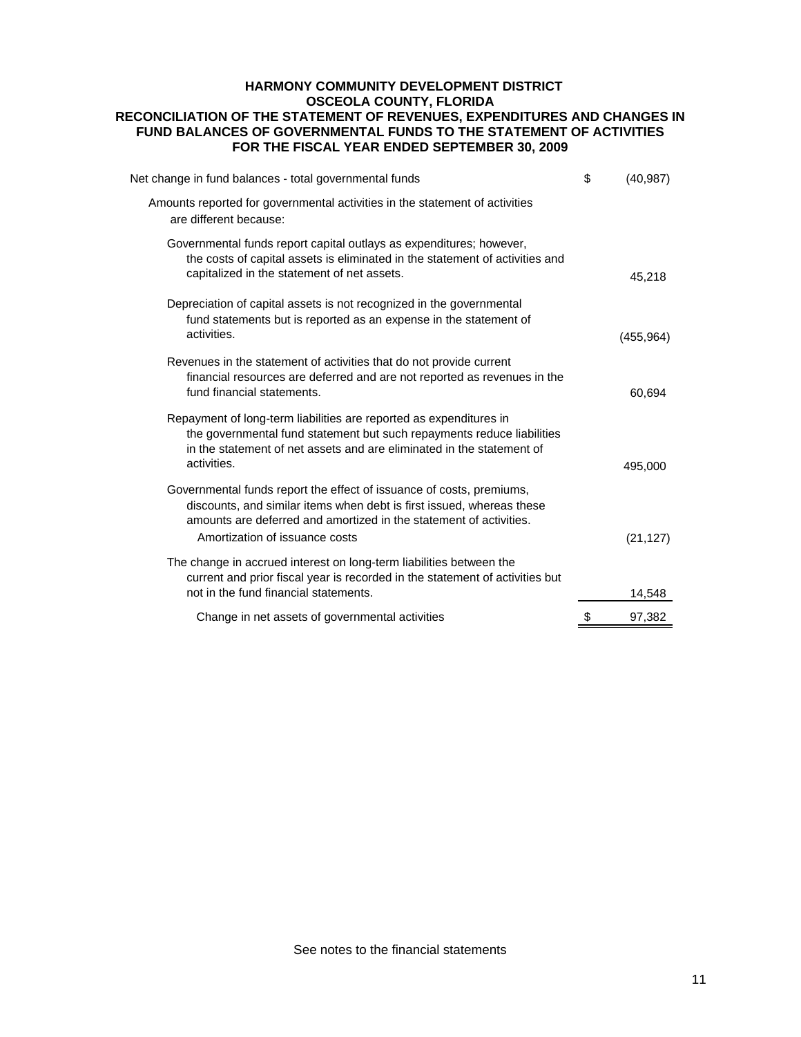# HARMONY COMMUNITY DEVELOPMENT DISTRICT
## OSCEOLA COUNTY, FLORIDA
## RECONCILIATION OF THE STATEMENT OF REVENUES, EXPENDITURES AND CHANGES IN FUND BALANCES OF GOVERNMENTAL FUNDS TO THE STATEMENT OF ACTIVITIES
## FOR THE FISCAL YEAR ENDED SEPTEMBER 30, 2009

| | |
|---|---|
| Net change in fund balances - total governmental funds | $ (40,987) |
| Amounts reported for governmental activities in the statement of activities are different because: | |
| Governmental funds report capital outlays as expenditures; however, the costs of capital assets is eliminated in the statement of activities and capitalized in the statement of net assets. | 45,218 |
| Depreciation of capital assets is not recognized in the governmental fund statements but is reported as an expense in the statement of activities. | (455,964) |
| Revenues in the statement of activities that do not provide current financial resources are deferred and are not reported as revenues in the fund financial statements. | 60,694 |
| Repayment of long-term liabilities are reported as expenditures in the governmental fund statement but such repayments reduce liabilities in the statement of net assets and are eliminated in the statement of activities. | 495,000 |
| Governmental funds report the effect of issuance of costs, premiums, discounts, and similar items when debt is first issued, whereas these amounts are deferred and amortized in the statement of activities. | |
| Amortization of issuance costs | (21,127) |
| The change in accrued interest on long-term liabilities between the current and prior fiscal year is recorded in the statement of activities but not in the fund financial statements. | 14,548 |
| Change in net assets of governmental activities | $ 97,382 |

See notes to the financial statements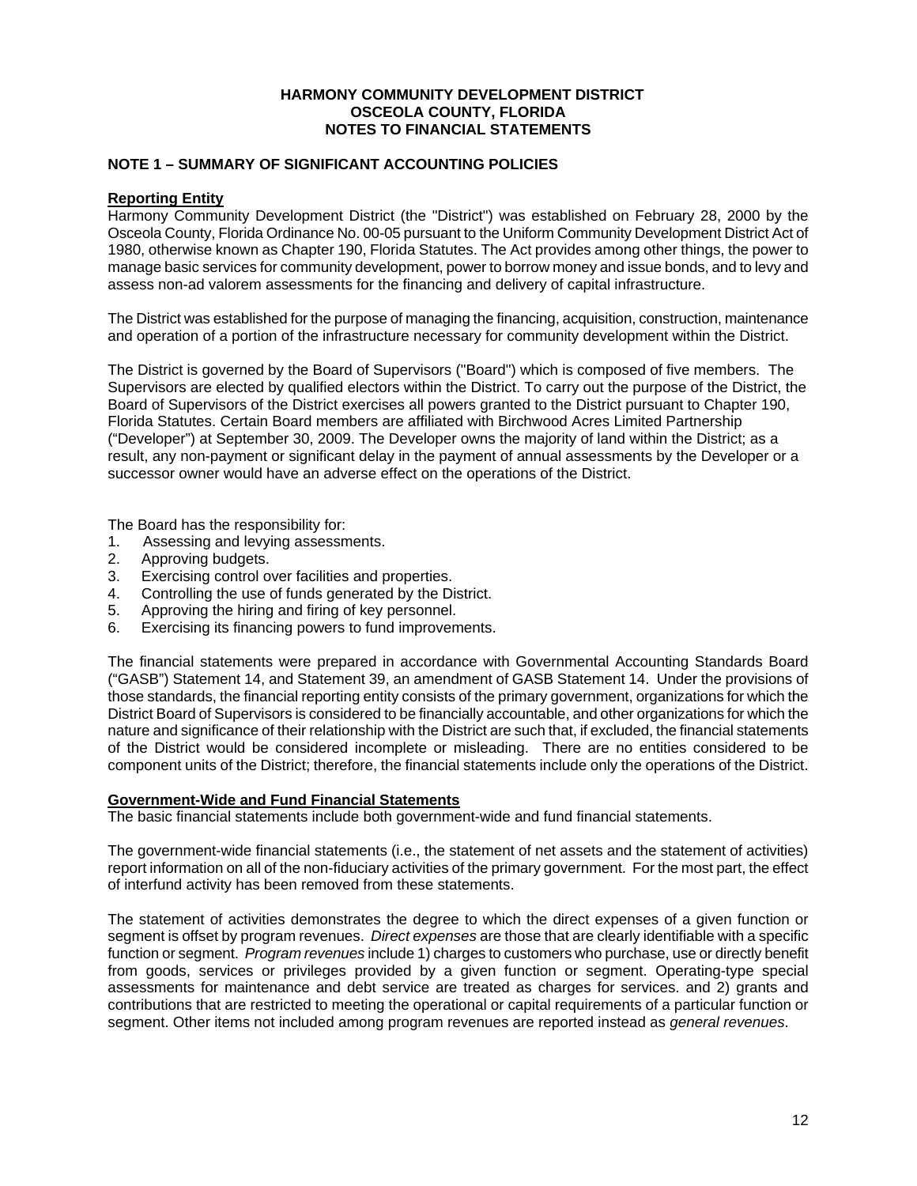**HARMONY COMMUNITY DEVELOPMENT DISTRICT**
**OSCEOLA COUNTY, FLORIDA**
**NOTES TO FINANCIAL STATEMENTS**

## NOTE 1 – SUMMARY OF SIGNIFICANT ACCOUNTING POLICIES

### Reporting Entity

Harmony Community Development District (the "District") was established on February 28, 2000 by the Osceola County, Florida Ordinance No. 00-05 pursuant to the Uniform Community Development District Act of 1980, otherwise known as Chapter 190, Florida Statutes. The Act provides among other things, the power to manage basic services for community development, power to borrow money and issue bonds, and to levy and assess non-ad valorem assessments for the financing and delivery of capital infrastructure.

The District was established for the purpose of managing the financing, acquisition, construction, maintenance and operation of a portion of the infrastructure necessary for community development within the District.

The District is governed by the Board of Supervisors ("Board") which is composed of five members. The Supervisors are elected by qualified electors within the District. To carry out the purpose of the District, the Board of Supervisors of the District exercises all powers granted to the District pursuant to Chapter 190, Florida Statutes. Certain Board members are affiliated with Birchwood Acres Limited Partnership ("Developer") at September 30, 2009. The Developer owns the majority of land within the District; as a result, any non-payment or significant delay in the payment of annual assessments by the Developer or a successor owner would have an adverse effect on the operations of the District.

The Board has the responsibility for:

1. Assessing and levying assessments.
2. Approving budgets.
3. Exercising control over facilities and properties.
4. Controlling the use of funds generated by the District.
5. Approving the hiring and firing of key personnel.
6. Exercising its financing powers to fund improvements.

The financial statements were prepared in accordance with Governmental Accounting Standards Board ("GASB") Statement 14, and Statement 39, an amendment of GASB Statement 14. Under the provisions of those standards, the financial reporting entity consists of the primary government, organizations for which the District Board of Supervisors is considered to be financially accountable, and other organizations for which the nature and significance of their relationship with the District are such that, if excluded, the financial statements of the District would be considered incomplete or misleading. There are no entities considered to be component units of the District; therefore, the financial statements include only the operations of the District.

### Government-Wide and Fund Financial Statements

The basic financial statements include both government-wide and fund financial statements.

The government-wide financial statements (i.e., the statement of net assets and the statement of activities) report information on all of the non-fiduciary activities of the primary government. For the most part, the effect of interfund activity has been removed from these statements.

The statement of activities demonstrates the degree to which the direct expenses of a given function or segment is offset by program revenues. *Direct expenses* are those that are clearly identifiable with a specific function or segment. *Program revenues* include 1) charges to customers who purchase, use or directly benefit from goods, services or privileges provided by a given function or segment. Operating-type special assessments for maintenance and debt service are treated as charges for services. and 2) grants and contributions that are restricted to meeting the operational or capital requirements of a particular function or segment. Other items not included among program revenues are reported instead as *general revenues*.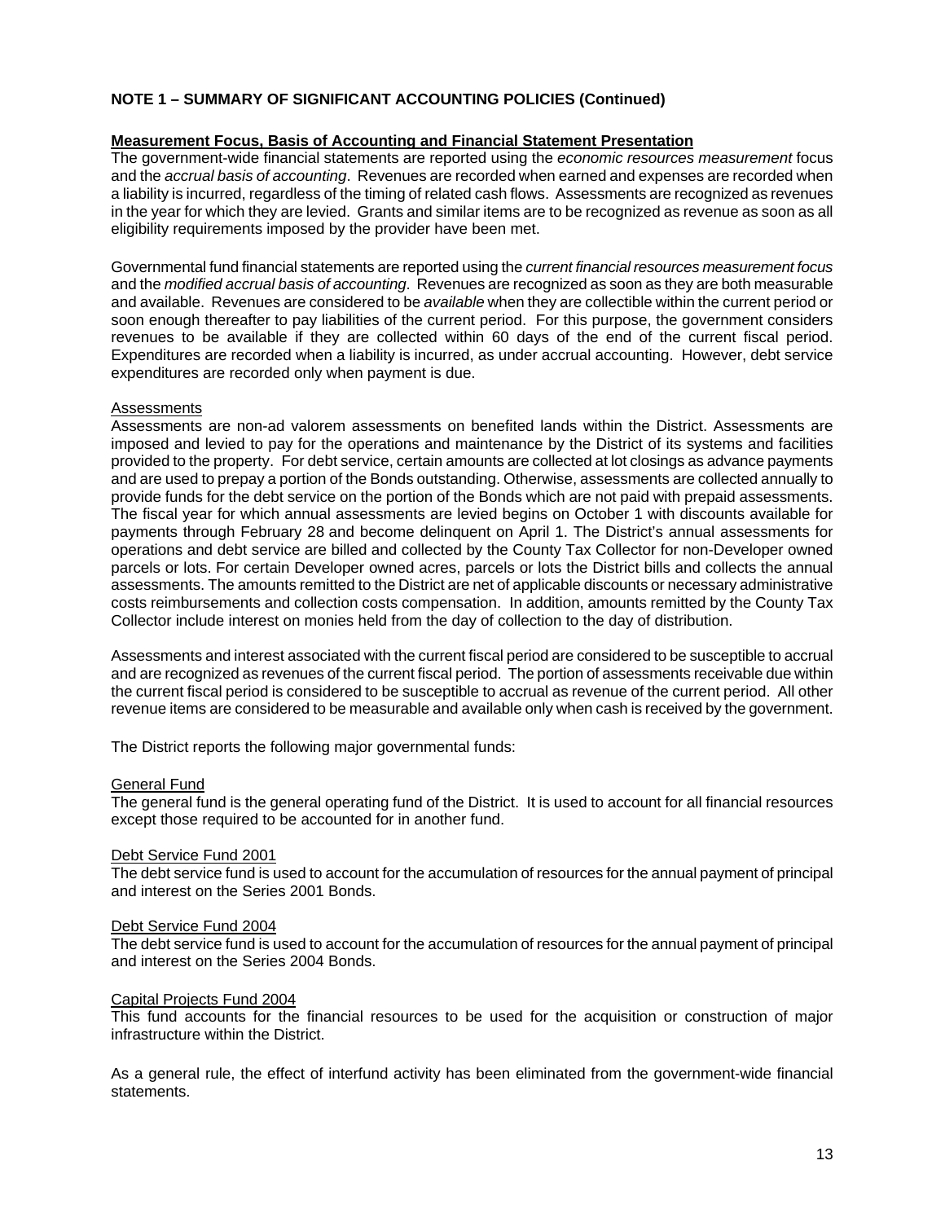**NOTE 1 – SUMMARY OF SIGNIFICANT ACCOUNTING POLICIES (Continued)**

**Measurement Focus, Basis of Accounting and Financial Statement Presentation**

The government-wide financial statements are reported using the *economic resources measurement* focus and the *accrual basis of accounting*. Revenues are recorded when earned and expenses are recorded when a liability is incurred, regardless of the timing of related cash flows. Assessments are recognized as revenues in the year for which they are levied. Grants and similar items are to be recognized as revenue as soon as all eligibility requirements imposed by the provider have been met.

Governmental fund financial statements are reported using the *current financial resources measurement focus* and the *modified accrual basis of accounting*. Revenues are recognized as soon as they are both measurable and available. Revenues are considered to be *available* when they are collectible within the current period or soon enough thereafter to pay liabilities of the current period. For this purpose, the government considers revenues to be available if they are collected within 60 days of the end of the current fiscal period. Expenditures are recorded when a liability is incurred, as under accrual accounting. However, debt service expenditures are recorded only when payment is due.

Assessments

Assessments are non-ad valorem assessments on benefited lands within the District. Assessments are imposed and levied to pay for the operations and maintenance by the District of its systems and facilities provided to the property. For debt service, certain amounts are collected at lot closings as advance payments and are used to prepay a portion of the Bonds outstanding. Otherwise, assessments are collected annually to provide funds for the debt service on the portion of the Bonds which are not paid with prepaid assessments. The fiscal year for which annual assessments are levied begins on October 1 with discounts available for payments through February 28 and become delinquent on April 1. The District's annual assessments for operations and debt service are billed and collected by the County Tax Collector for non-Developer owned parcels or lots. For certain Developer owned acres, parcels or lots the District bills and collects the annual assessments. The amounts remitted to the District are net of applicable discounts or necessary administrative costs reimbursements and collection costs compensation. In addition, amounts remitted by the County Tax Collector include interest on monies held from the day of collection to the day of distribution.

Assessments and interest associated with the current fiscal period are considered to be susceptible to accrual and are recognized as revenues of the current fiscal period. The portion of assessments receivable due within the current fiscal period is considered to be susceptible to accrual as revenue of the current period. All other revenue items are considered to be measurable and available only when cash is received by the government.

The District reports the following major governmental funds:

General Fund

The general fund is the general operating fund of the District. It is used to account for all financial resources except those required to be accounted for in another fund.

Debt Service Fund 2001

The debt service fund is used to account for the accumulation of resources for the annual payment of principal and interest on the Series 2001 Bonds.

Debt Service Fund 2004

The debt service fund is used to account for the accumulation of resources for the annual payment of principal and interest on the Series 2004 Bonds.

Capital Projects Fund 2004

This fund accounts for the financial resources to be used for the acquisition or construction of major infrastructure within the District.

As a general rule, the effect of interfund activity has been eliminated from the government-wide financial statements.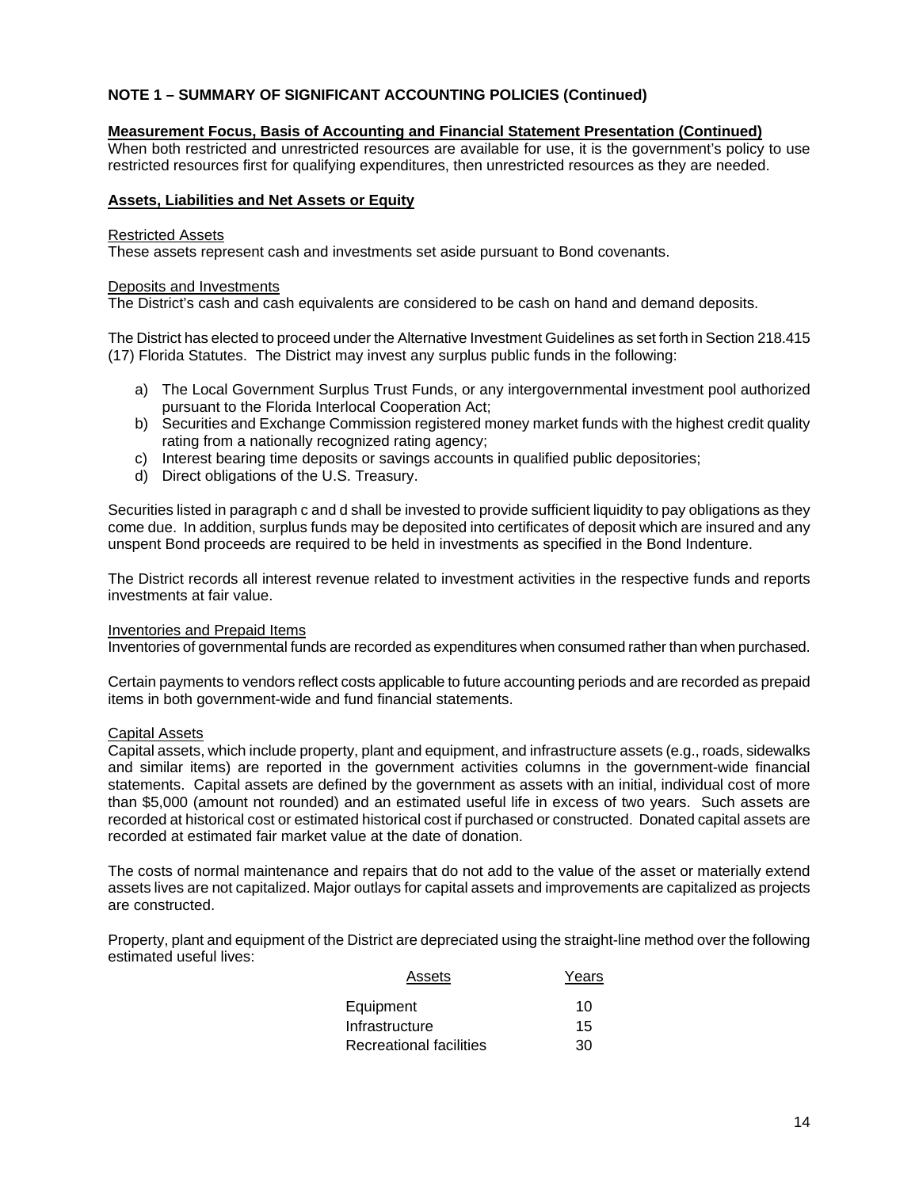**NOTE 1 – SUMMARY OF SIGNIFICANT ACCOUNTING POLICIES (Continued)**

**Measurement Focus, Basis of Accounting and Financial Statement Presentation (Continued)**

When both restricted and unrestricted resources are available for use, it is the government's policy to use restricted resources first for qualifying expenditures, then unrestricted resources as they are needed.

**Assets, Liabilities and Net Assets or Equity**

Restricted Assets

These assets represent cash and investments set aside pursuant to Bond covenants.

Deposits and Investments

The District's cash and cash equivalents are considered to be cash on hand and demand deposits.

The District has elected to proceed under the Alternative Investment Guidelines as set forth in Section 218.415 (17) Florida Statutes. The District may invest any surplus public funds in the following:

a) The Local Government Surplus Trust Funds, or any intergovernmental investment pool authorized pursuant to the Florida Interlocal Cooperation Act;
b) Securities and Exchange Commission registered money market funds with the highest credit quality rating from a nationally recognized rating agency;
c) Interest bearing time deposits or savings accounts in qualified public depositories;
d) Direct obligations of the U.S. Treasury.

Securities listed in paragraph c and d shall be invested to provide sufficient liquidity to pay obligations as they come due. In addition, surplus funds may be deposited into certificates of deposit which are insured and any unspent Bond proceeds are required to be held in investments as specified in the Bond Indenture.

The District records all interest revenue related to investment activities in the respective funds and reports investments at fair value.

Inventories and Prepaid Items

Inventories of governmental funds are recorded as expenditures when consumed rather than when purchased.

Certain payments to vendors reflect costs applicable to future accounting periods and are recorded as prepaid items in both government-wide and fund financial statements.

Capital Assets

Capital assets, which include property, plant and equipment, and infrastructure assets (e.g., roads, sidewalks and similar items) are reported in the government activities columns in the government-wide financial statements. Capital assets are defined by the government as assets with an initial, individual cost of more than $5,000 (amount not rounded) and an estimated useful life in excess of two years. Such assets are recorded at historical cost or estimated historical cost if purchased or constructed. Donated capital assets are recorded at estimated fair market value at the date of donation.

The costs of normal maintenance and repairs that do not add to the value of the asset or materially extend assets lives are not capitalized. Major outlays for capital assets and improvements are capitalized as projects are constructed.

Property, plant and equipment of the District are depreciated using the straight-line method over the following estimated useful lives:

| Assets | Years |
|---|---|
| Equipment | 10 |
| Infrastructure | 15 |
| Recreational facilities | 30 |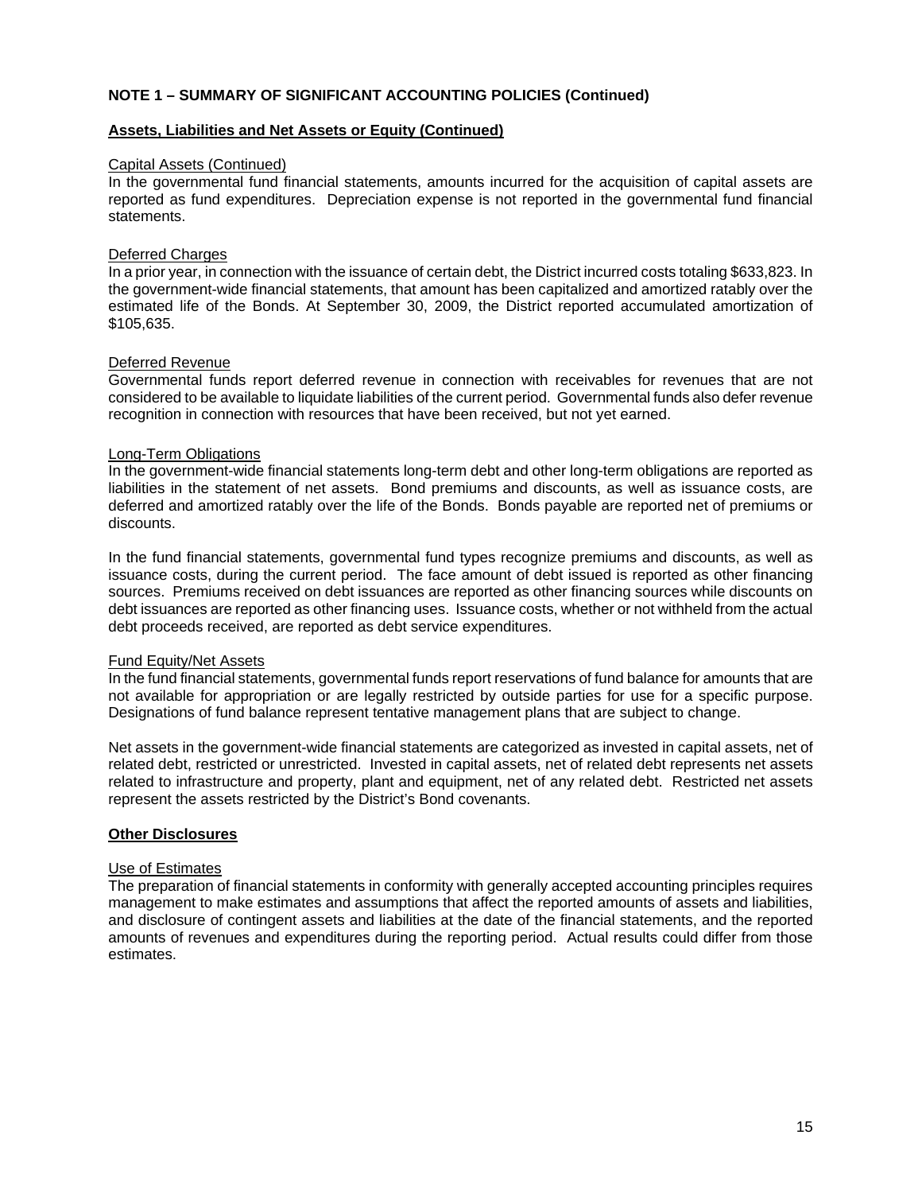## NOTE 1 – SUMMARY OF SIGNIFICANT ACCOUNTING POLICIES (Continued)

### Assets, Liabilities and Net Assets or Equity (Continued)

Capital Assets (Continued)

In the governmental fund financial statements, amounts incurred for the acquisition of capital assets are reported as fund expenditures. Depreciation expense is not reported in the governmental fund financial statements.

Deferred Charges

In a prior year, in connection with the issuance of certain debt, the District incurred costs totaling $633,823. In the government-wide financial statements, that amount has been capitalized and amortized ratably over the estimated life of the Bonds. At September 30, 2009, the District reported accumulated amortization of $105,635.

Deferred Revenue

Governmental funds report deferred revenue in connection with receivables for revenues that are not considered to be available to liquidate liabilities of the current period. Governmental funds also defer revenue recognition in connection with resources that have been received, but not yet earned.

Long-Term Obligations

In the government-wide financial statements long-term debt and other long-term obligations are reported as liabilities in the statement of net assets. Bond premiums and discounts, as well as issuance costs, are deferred and amortized ratably over the life of the Bonds. Bonds payable are reported net of premiums or discounts.

In the fund financial statements, governmental fund types recognize premiums and discounts, as well as issuance costs, during the current period. The face amount of debt issued is reported as other financing sources. Premiums received on debt issuances are reported as other financing sources while discounts on debt issuances are reported as other financing uses. Issuance costs, whether or not withheld from the actual debt proceeds received, are reported as debt service expenditures.

Fund Equity/Net Assets

In the fund financial statements, governmental funds report reservations of fund balance for amounts that are not available for appropriation or are legally restricted by outside parties for use for a specific purpose. Designations of fund balance represent tentative management plans that are subject to change.

Net assets in the government-wide financial statements are categorized as invested in capital assets, net of related debt, restricted or unrestricted. Invested in capital assets, net of related debt represents net assets related to infrastructure and property, plant and equipment, net of any related debt. Restricted net assets represent the assets restricted by the District's Bond covenants.

### Other Disclosures

Use of Estimates

The preparation of financial statements in conformity with generally accepted accounting principles requires management to make estimates and assumptions that affect the reported amounts of assets and liabilities, and disclosure of contingent assets and liabilities at the date of the financial statements, and the reported amounts of revenues and expenditures during the reporting period. Actual results could differ from those estimates.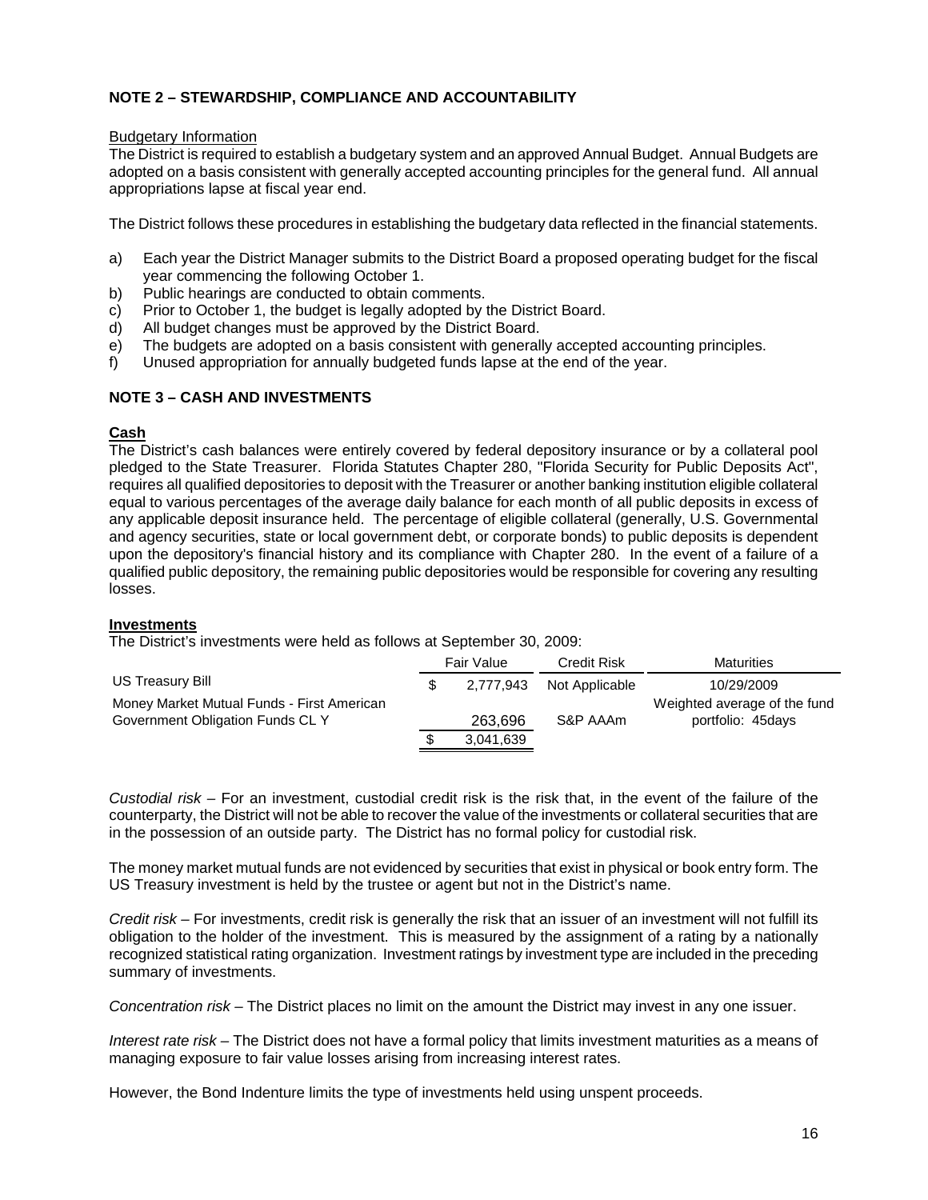## NOTE 2 – STEWARDSHIP, COMPLIANCE AND ACCOUNTABILITY

Budgetary Information

The District is required to establish a budgetary system and an approved Annual Budget. Annual Budgets are adopted on a basis consistent with generally accepted accounting principles for the general fund. All annual appropriations lapse at fiscal year end.

The District follows these procedures in establishing the budgetary data reflected in the financial statements.

a) Each year the District Manager submits to the District Board a proposed operating budget for the fiscal year commencing the following October 1.
b) Public hearings are conducted to obtain comments.
c) Prior to October 1, the budget is legally adopted by the District Board.
d) All budget changes must be approved by the District Board.
e) The budgets are adopted on a basis consistent with generally accepted accounting principles.
f) Unused appropriation for annually budgeted funds lapse at the end of the year.

## NOTE 3 – CASH AND INVESTMENTS

**Cash**

The District's cash balances were entirely covered by federal depository insurance or by a collateral pool pledged to the State Treasurer. Florida Statutes Chapter 280, "Florida Security for Public Deposits Act", requires all qualified depositories to deposit with the Treasurer or another banking institution eligible collateral equal to various percentages of the average daily balance for each month of all public deposits in excess of any applicable deposit insurance held. The percentage of eligible collateral (generally, U.S. Governmental and agency securities, state or local government debt, or corporate bonds) to public deposits is dependent upon the depository's financial history and its compliance with Chapter 280. In the event of a failure of a qualified public depository, the remaining public depositories would be responsible for covering any resulting losses.

**Investments**

The District's investments were held as follows at September 30, 2009:

| | Fair Value | Credit Risk | Maturities |
|---|---|---|---|
| US Treasury Bill | $ 2,777,943 | Not Applicable | 10/29/2009 |
| Money Market Mutual Funds - First American Government Obligation Funds CL Y | 263,696 | S&P AAAm | Weighted average of the fund portfolio: 45days |
| | $ 3,041,639 | | |

*Custodial risk* – For an investment, custodial credit risk is the risk that, in the event of the failure of the counterparty, the District will not be able to recover the value of the investments or collateral securities that are in the possession of an outside party. The District has no formal policy for custodial risk.

The money market mutual funds are not evidenced by securities that exist in physical or book entry form. The US Treasury investment is held by the trustee or agent but not in the District's name.

*Credit risk* – For investments, credit risk is generally the risk that an issuer of an investment will not fulfill its obligation to the holder of the investment. This is measured by the assignment of a rating by a nationally recognized statistical rating organization. Investment ratings by investment type are included in the preceding summary of investments.

*Concentration risk* – The District places no limit on the amount the District may invest in any one issuer.

*Interest rate risk* – The District does not have a formal policy that limits investment maturities as a means of managing exposure to fair value losses arising from increasing interest rates.

However, the Bond Indenture limits the type of investments held using unspent proceeds.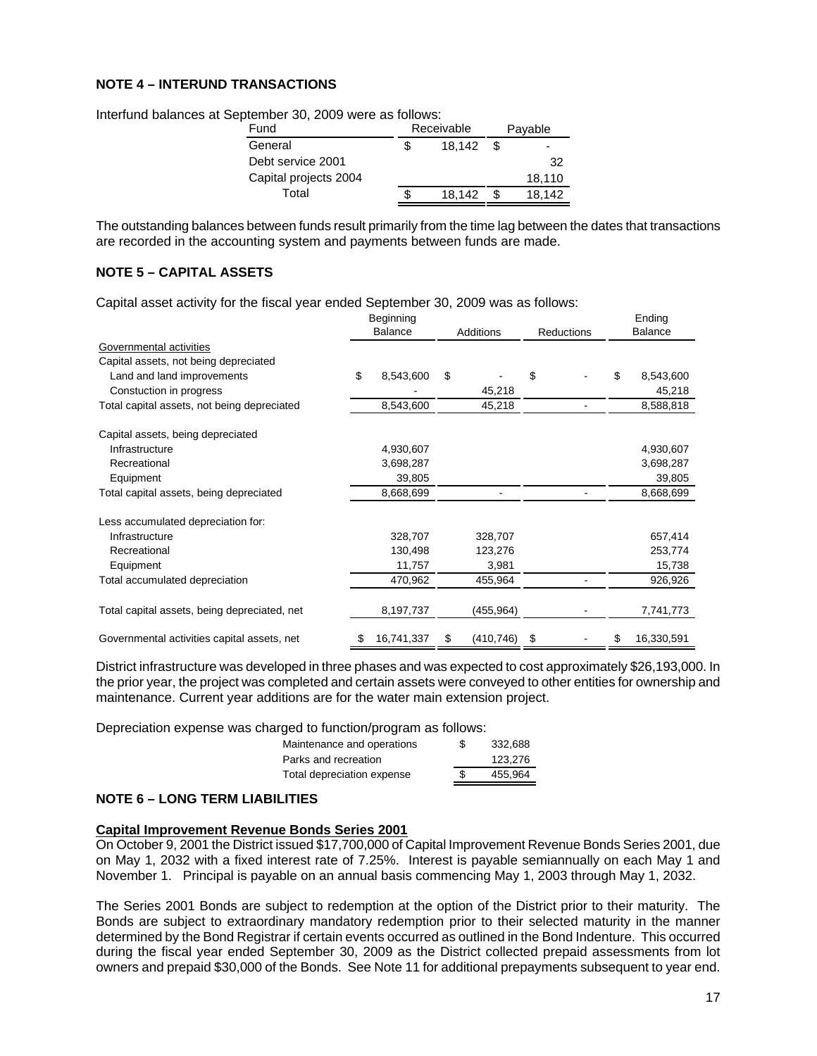## NOTE 4 – INTERUND TRANSACTIONS

Interfund balances at September 30, 2009 were as follows:

| Fund | Receivable | Payable |
|---|---|---|
| General | $ 18,142 | $ - |
| Debt service 2001 | | 32 |
| Capital projects 2004 | | 18,110 |
| Total | $ 18,142 | $ 18,142 |

The outstanding balances between funds result primarily from the time lag between the dates that transactions are recorded in the accounting system and payments between funds are made.

## NOTE 5 – CAPITAL ASSETS

Capital asset activity for the fiscal year ended September 30, 2009 was as follows:

| | Beginning Balance | Additions | Reductions | Ending Balance |
|---|---|---|---|---|
| Governmental activities | | | | |
| Capital assets, not being depreciated | | | | |
| Land and land improvements | $ 8,543,600 | $ - | $ - | $ 8,543,600 |
| Constuction in progress | - | 45,218 | | 45,218 |
| Total capital assets, not being depreciated | 8,543,600 | 45,218 | - | 8,588,818 |
| Capital assets, being depreciated | | | | |
| Infrastructure | 4,930,607 | | | 4,930,607 |
| Recreational | 3,698,287 | | | 3,698,287 |
| Equipment | 39,805 | | | 39,805 |
| Total capital assets, being depreciated | 8,668,699 | - | - | 8,668,699 |
| Less accumulated depreciation for: | | | | |
| Infrastructure | 328,707 | 328,707 | | 657,414 |
| Recreational | 130,498 | 123,276 | | 253,774 |
| Equipment | 11,757 | 3,981 | | 15,738 |
| Total accumulated depreciation | 470,962 | 455,964 | - | 926,926 |
| Total capital assets, being depreciated, net | 8,197,737 | (455,964) | - | 7,741,773 |
| Governmental activities capital assets, net | $ 16,741,337 | $ (410,746) | $ - | $ 16,330,591 |

District infrastructure was developed in three phases and was expected to cost approximately $26,193,000. In the prior year, the project was completed and certain assets were conveyed to other entities for ownership and maintenance. Current year additions are for the water main extension project.

Depreciation expense was charged to function/program as follows:

| | |
|---|---|
| Maintenance and operations | $ 332,688 |
| Parks and recreation | 123,276 |
| Total depreciation expense | $ 455,964 |

## NOTE 6 – LONG TERM LIABILITIES

**Capital Improvement Revenue Bonds Series 2001**

On October 9, 2001 the District issued $17,700,000 of Capital Improvement Revenue Bonds Series 2001, due on May 1, 2032 with a fixed interest rate of 7.25%. Interest is payable semiannually on each May 1 and November 1. Principal is payable on an annual basis commencing May 1, 2003 through May 1, 2032.

The Series 2001 Bonds are subject to redemption at the option of the District prior to their maturity. The Bonds are subject to extraordinary mandatory redemption prior to their selected maturity in the manner determined by the Bond Registrar if certain events occurred as outlined in the Bond Indenture. This occurred during the fiscal year ended September 30, 2009 as the District collected prepaid assessments from lot owners and prepaid $30,000 of the Bonds. See Note 11 for additional prepayments subsequent to year end.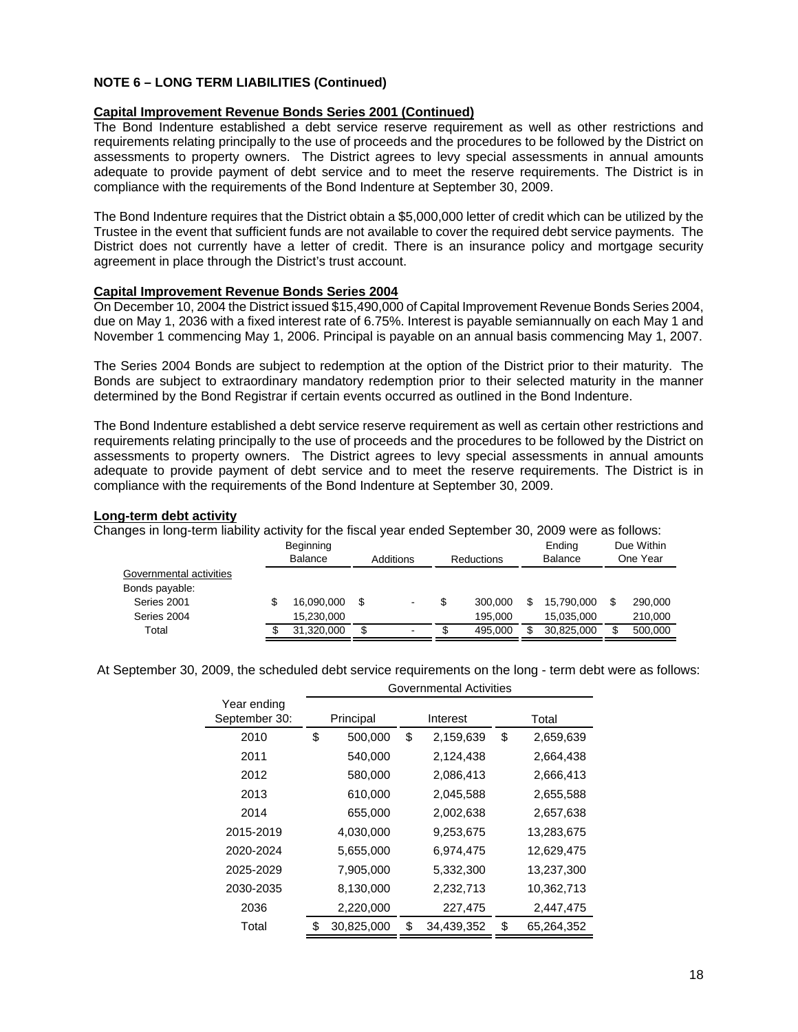**NOTE 6 – LONG TERM LIABILITIES (Continued)**

**Capital Improvement Revenue Bonds Series 2001 (Continued)**

The Bond Indenture established a debt service reserve requirement as well as other restrictions and requirements relating principally to the use of proceeds and the procedures to be followed by the District on assessments to property owners. The District agrees to levy special assessments in annual amounts adequate to provide payment of debt service and to meet the reserve requirements. The District is in compliance with the requirements of the Bond Indenture at September 30, 2009.

The Bond Indenture requires that the District obtain a $5,000,000 letter of credit which can be utilized by the Trustee in the event that sufficient funds are not available to cover the required debt service payments. The District does not currently have a letter of credit. There is an insurance policy and mortgage security agreement in place through the District's trust account.

**Capital Improvement Revenue Bonds Series 2004**

On December 10, 2004 the District issued $15,490,000 of Capital Improvement Revenue Bonds Series 2004, due on May 1, 2036 with a fixed interest rate of 6.75%. Interest is payable semiannually on each May 1 and November 1 commencing May 1, 2006. Principal is payable on an annual basis commencing May 1, 2007.

The Series 2004 Bonds are subject to redemption at the option of the District prior to their maturity. The Bonds are subject to extraordinary mandatory redemption prior to their selected maturity in the manner determined by the Bond Registrar if certain events occurred as outlined in the Bond Indenture.

The Bond Indenture established a debt service reserve requirement as well as certain other restrictions and requirements relating principally to the use of proceeds and the procedures to be followed by the District on assessments to property owners. The District agrees to levy special assessments in annual amounts adequate to provide payment of debt service and to meet the reserve requirements. The District is in compliance with the requirements of the Bond Indenture at September 30, 2009.

**Long-term debt activity**

Changes in long-term liability activity for the fiscal year ended September 30, 2009 were as follows:

| | Beginning Balance | Additions | Reductions | Ending Balance | Due Within One Year |
|---|---|---|---|---|---|
| Governmental activities | | | | | |
| Bonds payable: | | | | | |
| Series 2001 | $ 16,090,000 | $ - | $ 300,000 | $ 15,790,000 | $ 290,000 |
| Series 2004 | 15,230,000 | | 195,000 | 15,035,000 | 210,000 |
| Total | $ 31,320,000 | $ - | $ 495,000 | $ 30,825,000 | $ 500,000 |

At September 30, 2009, the scheduled debt service requirements on the long - term debt were as follows:

| Year ending September 30: | Governmental Activities Principal | Interest | Total |
|---|---|---|---|
| 2010 | $ 500,000 | $ 2,159,639 | $ 2,659,639 |
| 2011 | 540,000 | 2,124,438 | 2,664,438 |
| 2012 | 580,000 | 2,086,413 | 2,666,413 |
| 2013 | 610,000 | 2,045,588 | 2,655,588 |
| 2014 | 655,000 | 2,002,638 | 2,657,638 |
| 2015-2019 | 4,030,000 | 9,253,675 | 13,283,675 |
| 2020-2024 | 5,655,000 | 6,974,475 | 12,629,475 |
| 2025-2029 | 7,905,000 | 5,332,300 | 13,237,300 |
| 2030-2035 | 8,130,000 | 2,232,713 | 10,362,713 |
| 2036 | 2,220,000 | 227,475 | 2,447,475 |
| Total | $ 30,825,000 | $ 34,439,352 | $ 65,264,352 |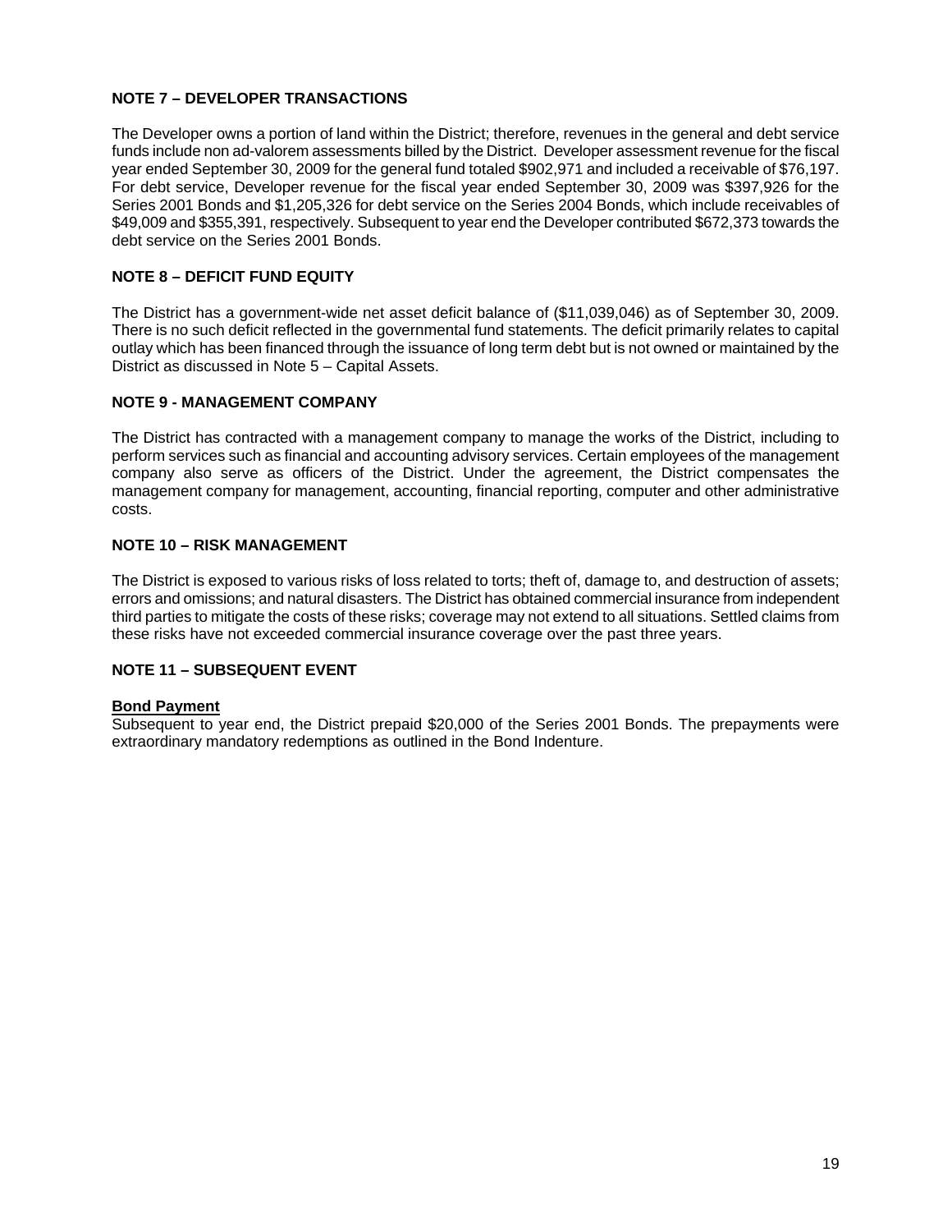## NOTE 7 – DEVELOPER TRANSACTIONS

The Developer owns a portion of land within the District; therefore, revenues in the general and debt service funds include non ad-valorem assessments billed by the District. Developer assessment revenue for the fiscal year ended September 30, 2009 for the general fund totaled $902,971 and included a receivable of $76,197. For debt service, Developer revenue for the fiscal year ended September 30, 2009 was $397,926 for the Series 2001 Bonds and $1,205,326 for debt service on the Series 2004 Bonds, which include receivables of $49,009 and $355,391, respectively. Subsequent to year end the Developer contributed $672,373 towards the debt service on the Series 2001 Bonds.

## NOTE 8 – DEFICIT FUND EQUITY

The District has a government-wide net asset deficit balance of ($11,039,046) as of September 30, 2009. There is no such deficit reflected in the governmental fund statements. The deficit primarily relates to capital outlay which has been financed through the issuance of long term debt but is not owned or maintained by the District as discussed in Note 5 – Capital Assets.

## NOTE 9 - MANAGEMENT COMPANY

The District has contracted with a management company to manage the works of the District, including to perform services such as financial and accounting advisory services. Certain employees of the management company also serve as officers of the District. Under the agreement, the District compensates the management company for management, accounting, financial reporting, computer and other administrative costs.

## NOTE 10 – RISK MANAGEMENT

The District is exposed to various risks of loss related to torts; theft of, damage to, and destruction of assets; errors and omissions; and natural disasters. The District has obtained commercial insurance from independent third parties to mitigate the costs of these risks; coverage may not extend to all situations. Settled claims from these risks have not exceeded commercial insurance coverage over the past three years.

## NOTE 11 – SUBSEQUENT EVENT

**Bond Payment**

Subsequent to year end, the District prepaid $20,000 of the Series 2001 Bonds. The prepayments were extraordinary mandatory redemptions as outlined in the Bond Indenture.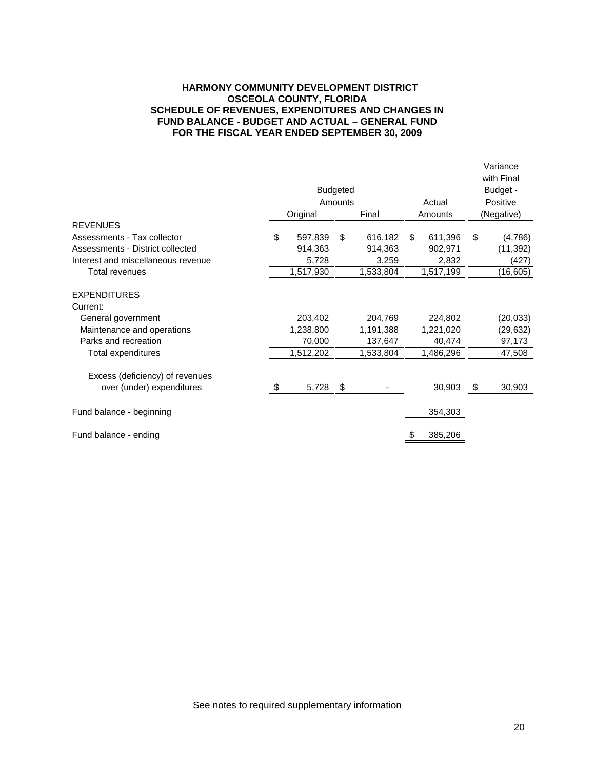**HARMONY COMMUNITY DEVELOPMENT DISTRICT**
**OSCEOLA COUNTY, FLORIDA**
**SCHEDULE OF REVENUES, EXPENDITURES AND CHANGES IN FUND BALANCE - BUDGET AND ACTUAL – GENERAL FUND**
**FOR THE FISCAL YEAR ENDED SEPTEMBER 30, 2009**

| | Budgeted Amounts | | Actual | Variance with Final Budget - Positive |
|---|---|---|---|---|
| | Original | Final | Amounts | (Negative) |
| REVENUES | | | | |
| Assessments - Tax collector | $ 597,839 | $ 616,182 | $ 611,396 | $ (4,786) |
| Assessments - District collected | 914,363 | 914,363 | 902,971 | (11,392) |
| Interest and miscellaneous revenue | 5,728 | 3,259 | 2,832 | (427) |
| Total revenues | 1,517,930 | 1,533,804 | 1,517,199 | (16,605) |
| EXPENDITURES | | | | |
| Current: | | | | |
| General government | 203,402 | 204,769 | 224,802 | (20,033) |
| Maintenance and operations | 1,238,800 | 1,191,388 | 1,221,020 | (29,632) |
| Parks and recreation | 70,000 | 137,647 | 40,474 | 97,173 |
| Total expenditures | 1,512,202 | 1,533,804 | 1,486,296 | 47,508 |
| Excess (deficiency) of revenues over (under) expenditures | $ 5,728 | $ - | 30,903 | $ 30,903 |
| Fund balance - beginning | | | 354,303 | |
| Fund balance - ending | | | $ 385,206 | |

See notes to required supplementary information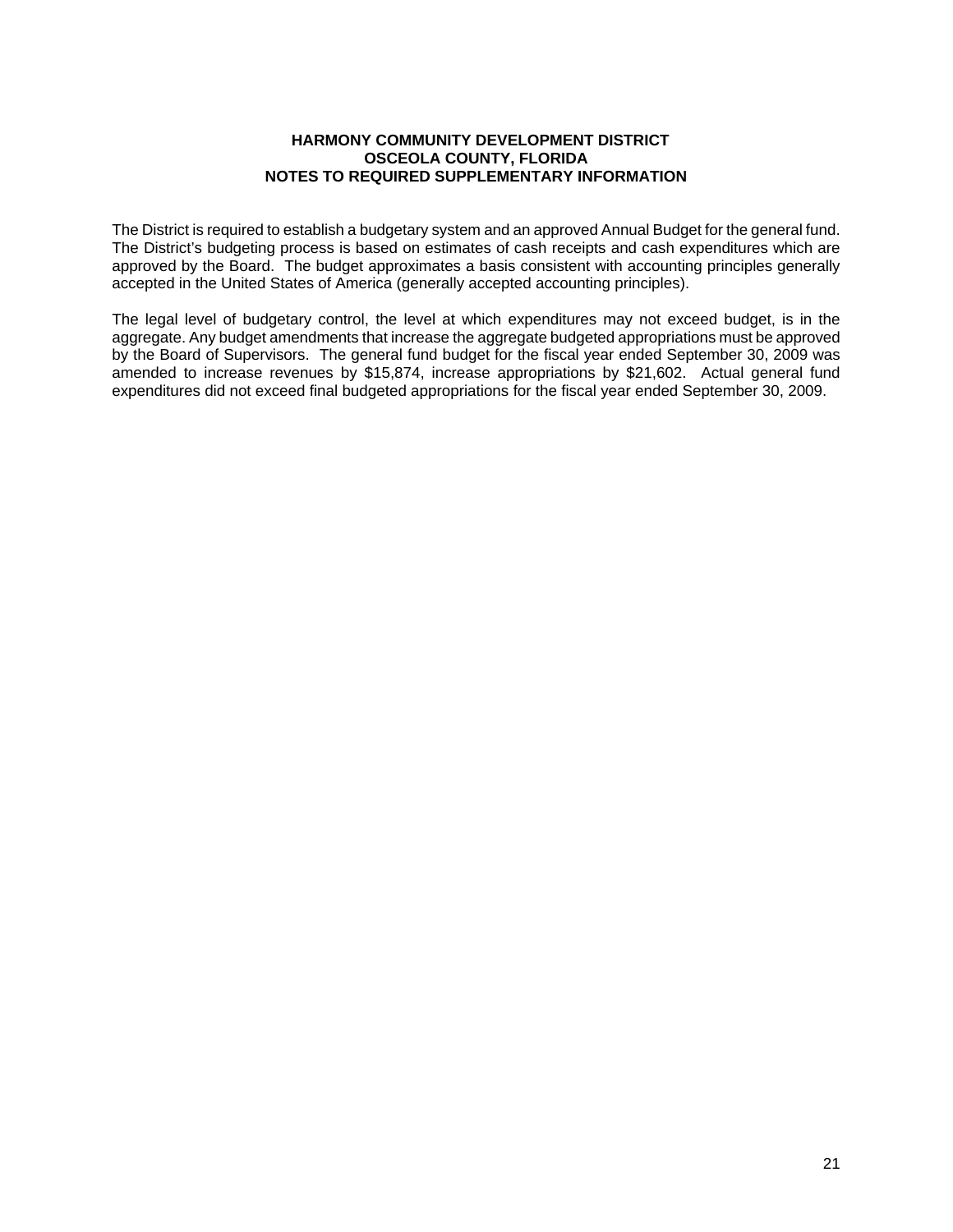# HARMONY COMMUNITY DEVELOPMENT DISTRICT
## OSCEOLA COUNTY, FLORIDA
## NOTES TO REQUIRED SUPPLEMENTARY INFORMATION

The District is required to establish a budgetary system and an approved Annual Budget for the general fund. The District's budgeting process is based on estimates of cash receipts and cash expenditures which are approved by the Board. The budget approximates a basis consistent with accounting principles generally accepted in the United States of America (generally accepted accounting principles).

The legal level of budgetary control, the level at which expenditures may not exceed budget, is in the aggregate. Any budget amendments that increase the aggregate budgeted appropriations must be approved by the Board of Supervisors. The general fund budget for the fiscal year ended September 30, 2009 was amended to increase revenues by $15,874, increase appropriations by $21,602. Actual general fund expenditures did not exceed final budgeted appropriations for the fiscal year ended September 30, 2009.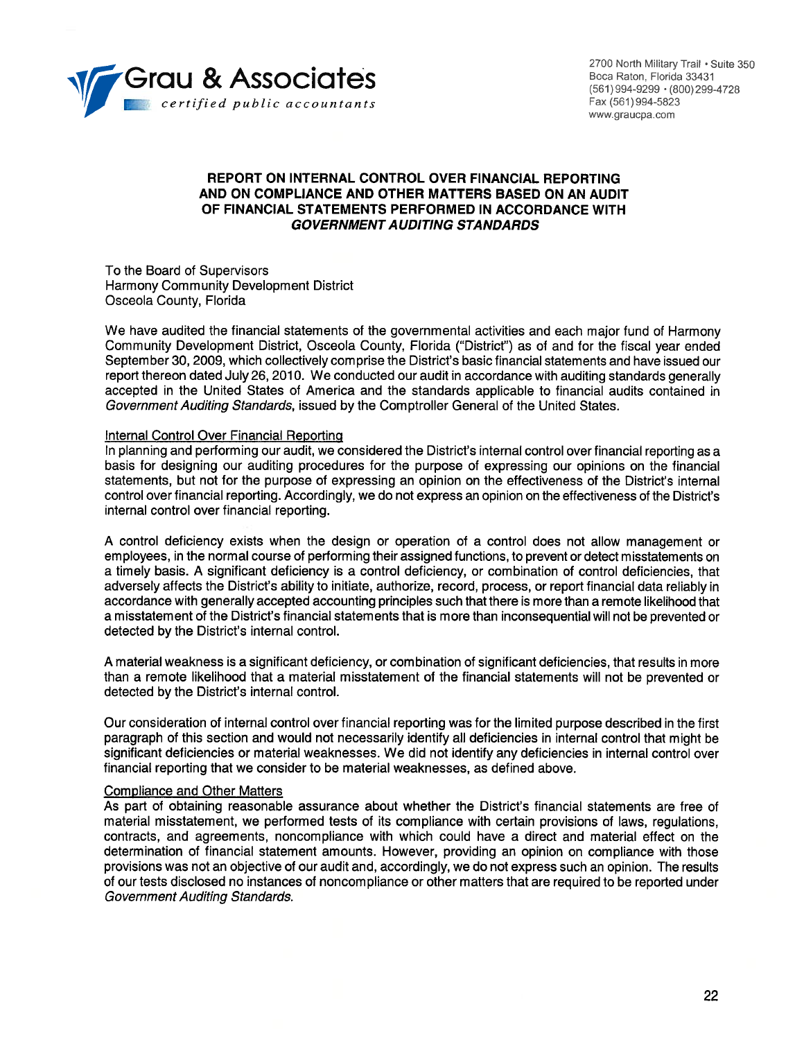Grau & Associates
*certified public accountants*

2700 North Military Trail • Suite 350
Boca Raton, Florida 33431
(561) 994-9299 • (800) 299-4728
Fax (561) 994-5823
www.graucpa.com

## REPORT ON INTERNAL CONTROL OVER FINANCIAL REPORTING AND ON COMPLIANCE AND OTHER MATTERS BASED ON AN AUDIT OF FINANCIAL STATEMENTS PERFORMED IN ACCORDANCE WITH *GOVERNMENT AUDITING STANDARDS*

To the Board of Supervisors
Harmony Community Development District
Osceola County, Florida

We have audited the financial statements of the governmental activities and each major fund of Harmony Community Development District, Osceola County, Florida ("District") as of and for the fiscal year ended September 30, 2009, which collectively comprise the District's basic financial statements and have issued our report thereon dated July 26, 2010. We conducted our audit in accordance with auditing standards generally accepted in the United States of America and the standards applicable to financial audits contained in *Government Auditing Standards*, issued by the Comptroller General of the United States.

### Internal Control Over Financial Reporting

In planning and performing our audit, we considered the District's internal control over financial reporting as a basis for designing our auditing procedures for the purpose of expressing our opinions on the financial statements, but not for the purpose of expressing an opinion on the effectiveness of the District's internal control over financial reporting. Accordingly, we do not express an opinion on the effectiveness of the District's internal control over financial reporting.

A control deficiency exists when the design or operation of a control does not allow management or employees, in the normal course of performing their assigned functions, to prevent or detect misstatements on a timely basis. A significant deficiency is a control deficiency, or combination of control deficiencies, that adversely affects the District's ability to initiate, authorize, record, process, or report financial data reliably in accordance with generally accepted accounting principles such that there is more than a remote likelihood that a misstatement of the District's financial statements that is more than inconsequential will not be prevented or detected by the District's internal control.

A material weakness is a significant deficiency, or combination of significant deficiencies, that results in more than a remote likelihood that a material misstatement of the financial statements will not be prevented or detected by the District's internal control.

Our consideration of internal control over financial reporting was for the limited purpose described in the first paragraph of this section and would not necessarily identify all deficiencies in internal control that might be significant deficiencies or material weaknesses. We did not identify any deficiencies in internal control over financial reporting that we consider to be material weaknesses, as defined above.

### Compliance and Other Matters

As part of obtaining reasonable assurance about whether the District's financial statements are free of material misstatement, we performed tests of its compliance with certain provisions of laws, regulations, contracts, and agreements, noncompliance with which could have a direct and material effect on the determination of financial statement amounts. However, providing an opinion on compliance with those provisions was not an objective of our audit and, accordingly, we do not express such an opinion. The results of our tests disclosed no instances of noncompliance or other matters that are required to be reported under *Government Auditing Standards.*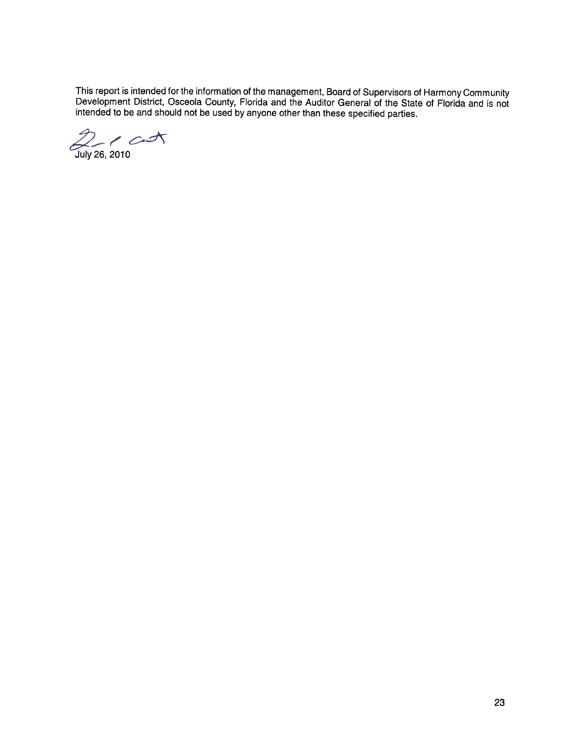This report is intended for the information of the management, Board of Supervisors of Harmony Community Development District, Osceola County, Florida and the Auditor General of the State of Florida and is not intended to be and should not be used by anyone other than these specified parties.

July 26, 2010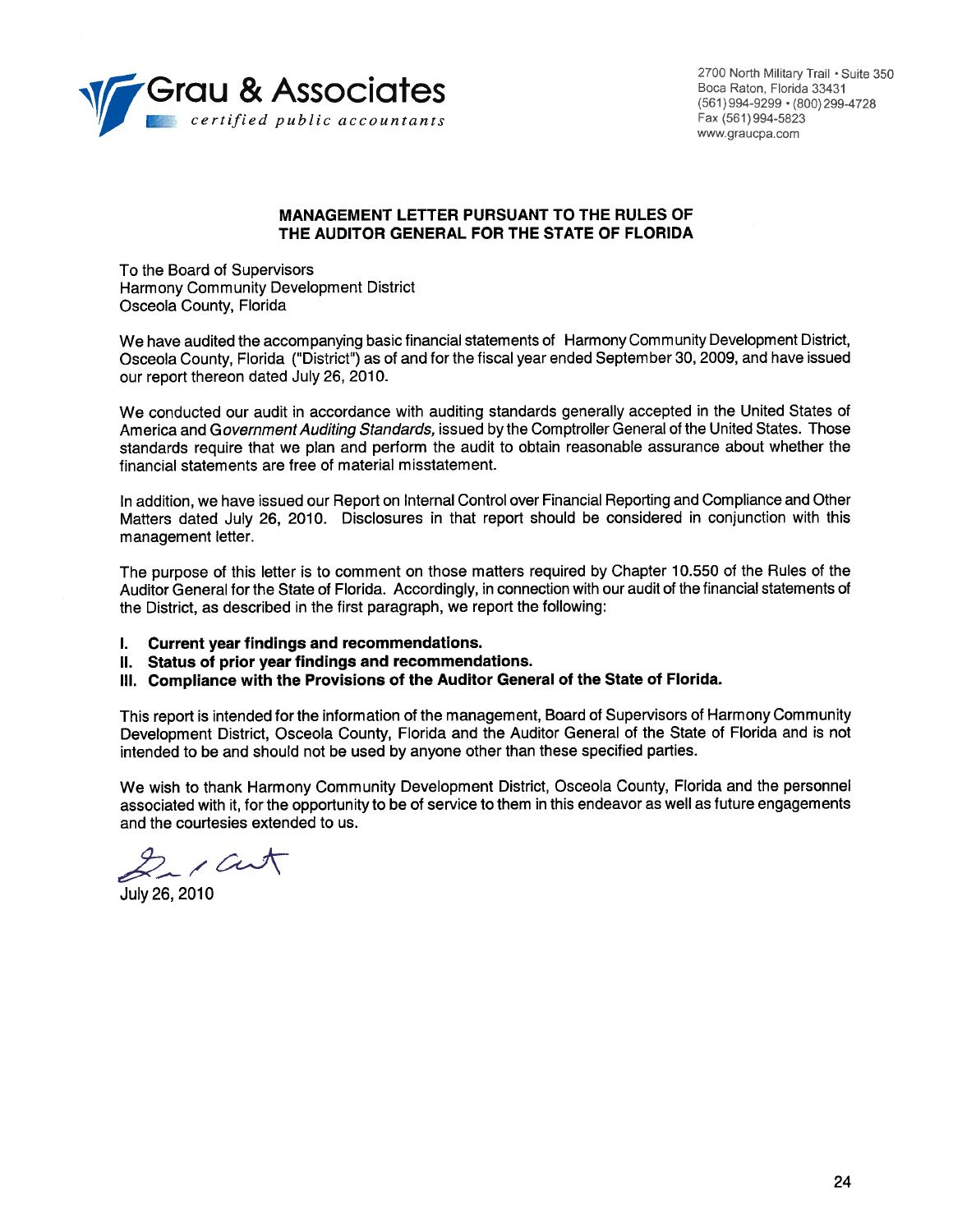Grau & Associates
*certified public accountants*

2700 North Military Trail • Suite 350
Boca Raton, Florida 33431
(561) 994-9299 • (800) 299-4728
Fax (561) 994-5823
www.graucpa.com

## MANAGEMENT LETTER PURSUANT TO THE RULES OF THE AUDITOR GENERAL FOR THE STATE OF FLORIDA

To the Board of Supervisors
Harmony Community Development District
Osceola County, Florida

We have audited the accompanying basic financial statements of Harmony Community Development District, Osceola County, Florida ("District") as of and for the fiscal year ended September 30, 2009, and have issued our report thereon dated July 26, 2010.

We conducted our audit in accordance with auditing standards generally accepted in the United States of America and *Government Auditing Standards,* issued by the Comptroller General of the United States. Those standards require that we plan and perform the audit to obtain reasonable assurance about whether the financial statements are free of material misstatement.

In addition, we have issued our Report on Internal Control over Financial Reporting and Compliance and Other Matters dated July 26, 2010. Disclosures in that report should be considered in conjunction with this management letter.

The purpose of this letter is to comment on those matters required by Chapter 10.550 of the Rules of the Auditor General for the State of Florida. Accordingly, in connection with our audit of the financial statements of the District, as described in the first paragraph, we report the following:

**I. Current year findings and recommendations.**
**II. Status of prior year findings and recommendations.**
**III. Compliance with the Provisions of the Auditor General of the State of Florida.**

This report is intended for the information of the management, Board of Supervisors of Harmony Community Development District, Osceola County, Florida and the Auditor General of the State of Florida and is not intended to be and should not be used by anyone other than these specified parties.

We wish to thank Harmony Community Development District, Osceola County, Florida and the personnel associated with it, for the opportunity to be of service to them in this endeavor as well as future engagements and the courtesies extended to us.

*Grau & Associates*

July 26, 2010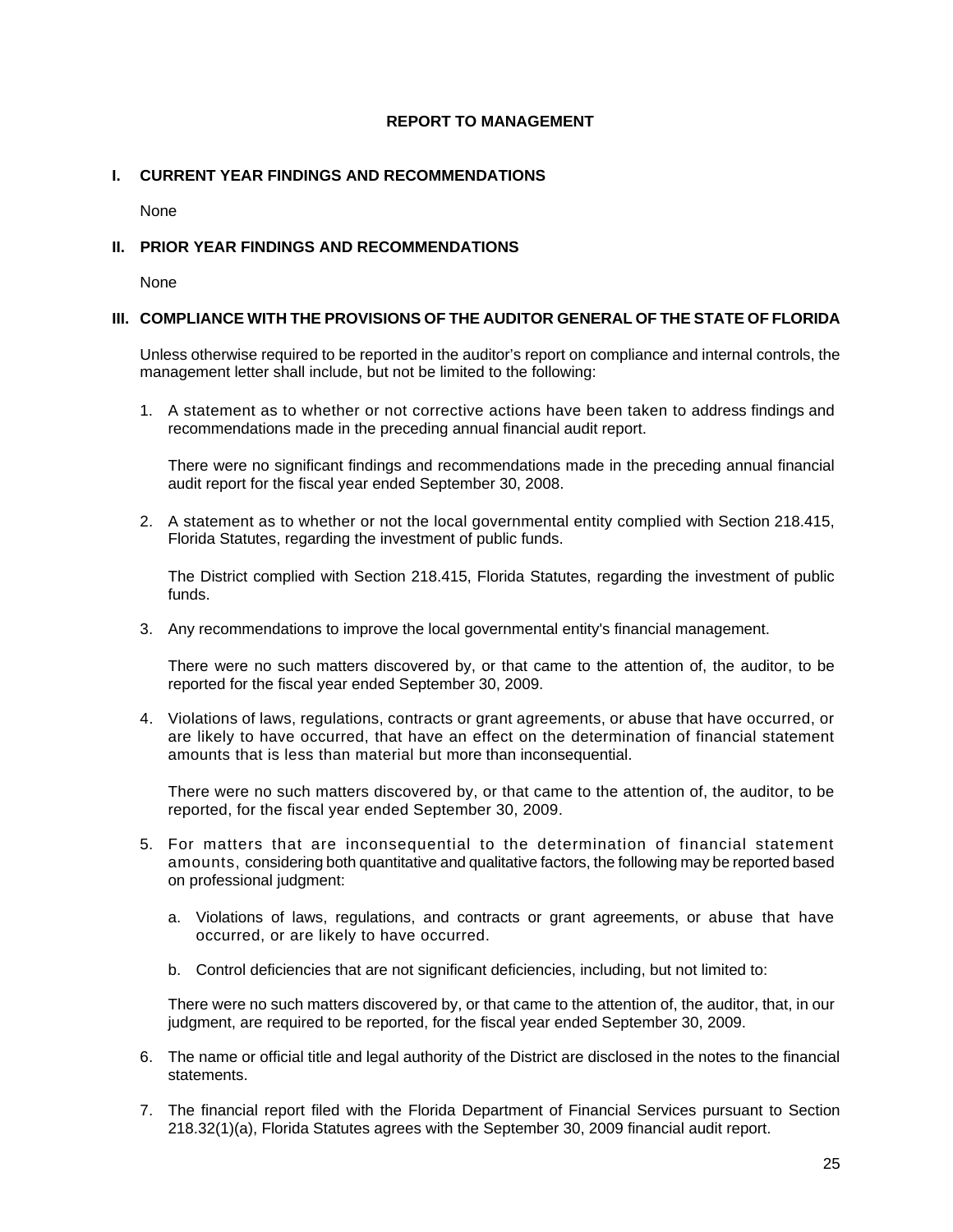# REPORT TO MANAGEMENT

## I. CURRENT YEAR FINDINGS AND RECOMMENDATIONS

None

## II. PRIOR YEAR FINDINGS AND RECOMMENDATIONS

None

## III. COMPLIANCE WITH THE PROVISIONS OF THE AUDITOR GENERAL OF THE STATE OF FLORIDA

Unless otherwise required to be reported in the auditor's report on compliance and internal controls, the management letter shall include, but not be limited to the following:

1. A statement as to whether or not corrective actions have been taken to address findings and recommendations made in the preceding annual financial audit report.

   There were no significant findings and recommendations made in the preceding annual financial audit report for the fiscal year ended September 30, 2008.

2. A statement as to whether or not the local governmental entity complied with Section 218.415, Florida Statutes, regarding the investment of public funds.

   The District complied with Section 218.415, Florida Statutes, regarding the investment of public funds.

3. Any recommendations to improve the local governmental entity's financial management.

   There were no such matters discovered by, or that came to the attention of, the auditor, to be reported for the fiscal year ended September 30, 2009.

4. Violations of laws, regulations, contracts or grant agreements, or abuse that have occurred, or are likely to have occurred, that have an effect on the determination of financial statement amounts that is less than material but more than inconsequential.

   There were no such matters discovered by, or that came to the attention of, the auditor, to be reported, for the fiscal year ended September 30, 2009.

5. For matters that are inconsequential to the determination of financial statement amounts, considering both quantitative and qualitative factors, the following may be reported based on professional judgment:

   a. Violations of laws, regulations, and contracts or grant agreements, or abuse that have occurred, or are likely to have occurred.

   b. Control deficiencies that are not significant deficiencies, including, but not limited to:

   There were no such matters discovered by, or that came to the attention of, the auditor, that, in our judgment, are required to be reported, for the fiscal year ended September 30, 2009.

6. The name or official title and legal authority of the District are disclosed in the notes to the financial statements.

7. The financial report filed with the Florida Department of Financial Services pursuant to Section 218.32(1)(a), Florida Statutes agrees with the September 30, 2009 financial audit report.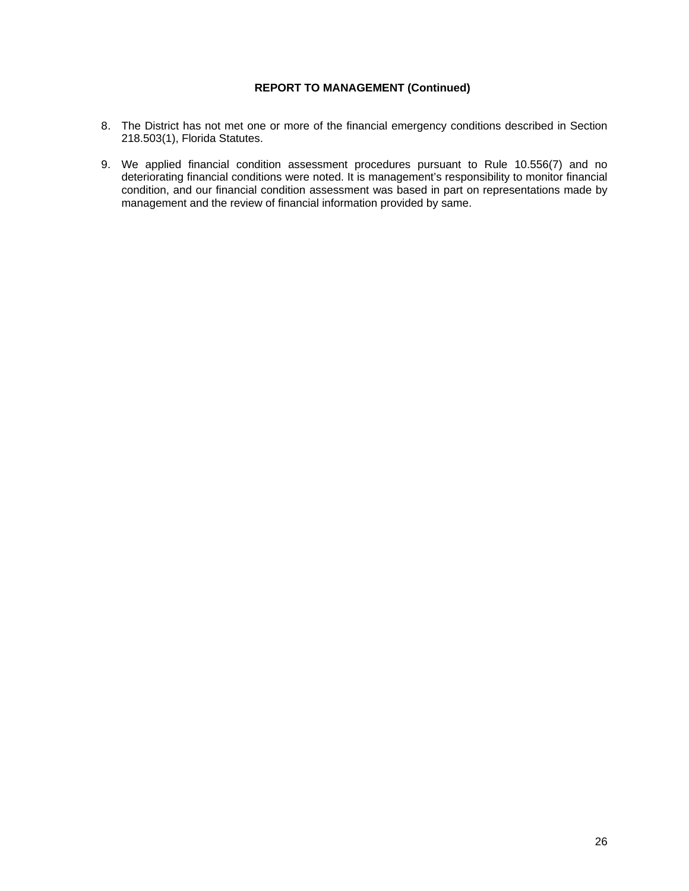**REPORT TO MANAGEMENT (Continued)**

8. The District has not met one or more of the financial emergency conditions described in Section 218.503(1), Florida Statutes.

9. We applied financial condition assessment procedures pursuant to Rule 10.556(7) and no deteriorating financial conditions were noted. It is management's responsibility to monitor financial condition, and our financial condition assessment was based in part on representations made by management and the review of financial information provided by same.